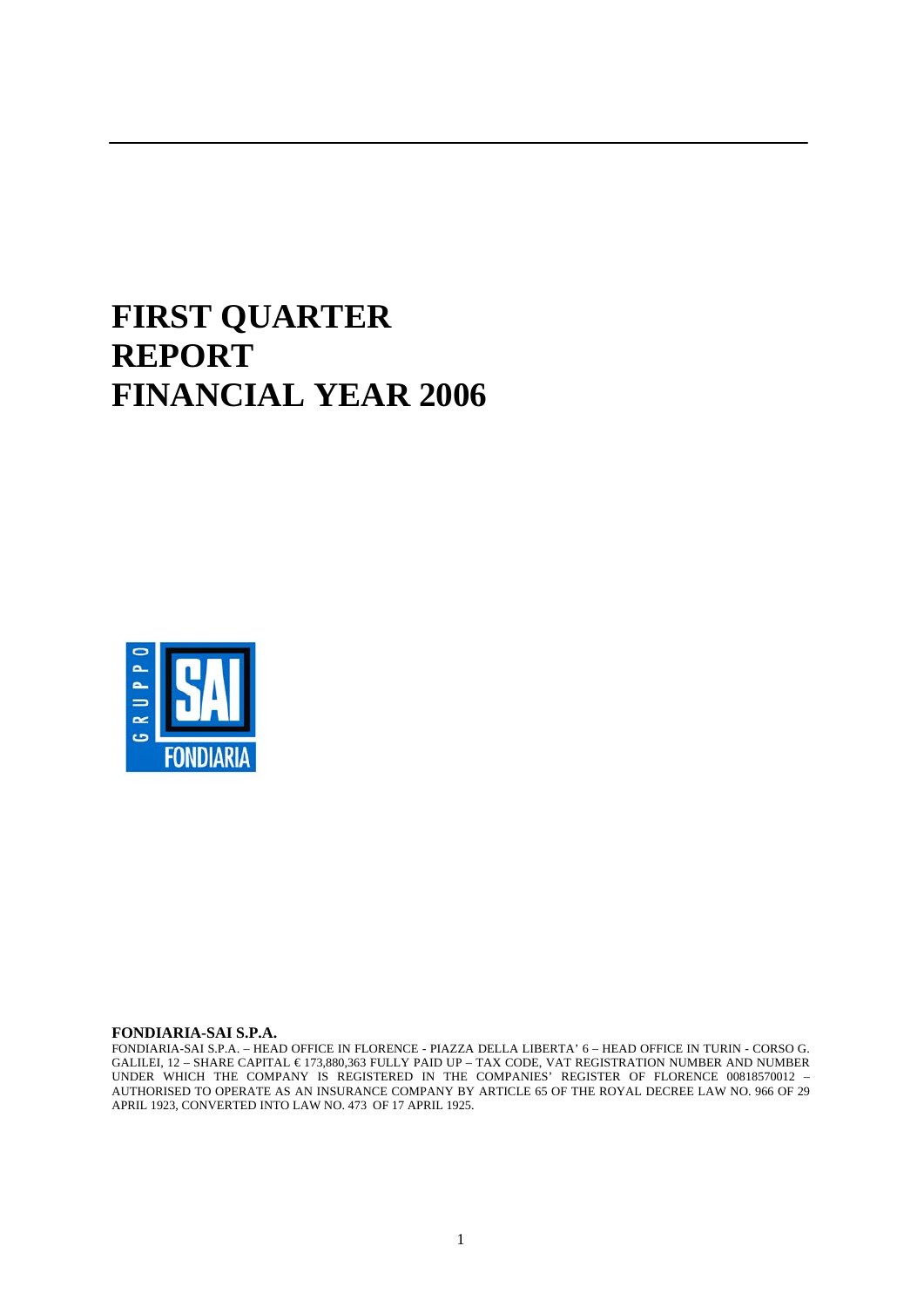# FIRST QUARTER REPORT FINANCIAL YEAR 2006

**FONDIARIA-SAI S.P.A.**

FONDIARIA-SAI S.P.A. – HEAD OFFICE IN FLORENCE - PIAZZA DELLA LIBERTA' 6 – HEAD OFFICE IN TURIN - CORSO G. GALILEI, 12 – SHARE CAPITAL € 173,880,363 FULLY PAID UP – TAX CODE, VAT REGISTRATION NUMBER AND NUMBER UNDER WHICH THE COMPANY IS REGISTERED IN THE COMPANIES' REGISTER OF FLORENCE 00818570012 – AUTHORISED TO OPERATE AS AN INSURANCE COMPANY BY ARTICLE 65 OF THE ROYAL DECREE LAW NO. 966 OF 29 APRIL 1923, CONVERTED INTO LAW NO. 473 OF 17 APRIL 1925.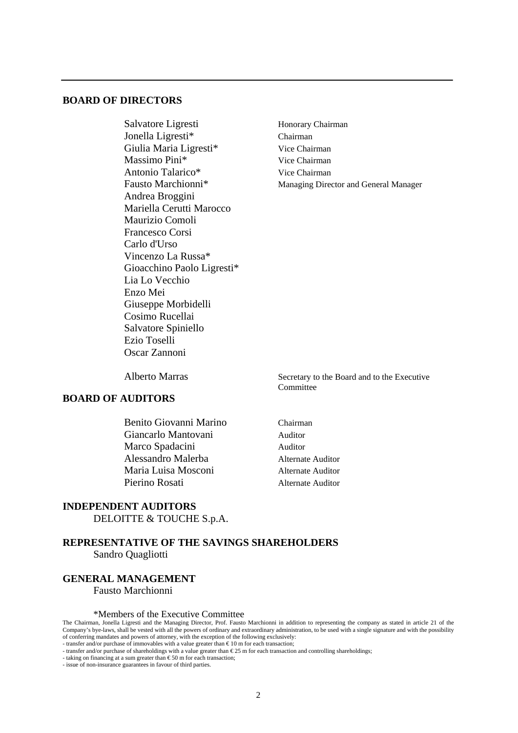## BOARD OF DIRECTORS

| | |
|---|---|
| Salvatore Ligresti | Honorary Chairman |
| Jonella Ligresti* | Chairman |
| Giulia Maria Ligresti* | Vice Chairman |
| Massimo Pini* | Vice Chairman |
| Antonio Talarico* | Vice Chairman |
| Fausto Marchionni* | Managing Director and General Manager |
| Andrea Broggini | |
| Mariella Cerutti Marocco | |
| Maurizio Comoli | |
| Francesco Corsi | |
| Carlo d'Urso | |
| Vincenzo La Russa* | |
| Gioacchino Paolo Ligresti* | |
| Lia Lo Vecchio | |
| Enzo Mei | |
| Giuseppe Morbidelli | |
| Cosimo Rucellai | |
| Salvatore Spiniello | |
| Ezio Toselli | |
| Oscar Zannoni | |
| Alberto Marras | Secretary to the Board and to the Executive Committee |

## BOARD OF AUDITORS

| | |
|---|---|
| Benito Giovanni Marino | Chairman |
| Giancarlo Mantovani | Auditor |
| Marco Spadacini | Auditor |
| Alessandro Malerba | Alternate Auditor |
| Maria Luisa Mosconi | Alternate Auditor |
| Pierino Rosati | Alternate Auditor |

## INDEPENDENT AUDITORS

DELOITTE & TOUCHE S.p.A.

## REPRESENTATIVE OF THE SAVINGS SHAREHOLDERS

Sandro Quagliotti

## GENERAL MANAGEMENT

Fausto Marchionni

*Members of the Executive Committee

The Chairman, Jonella Ligresti and the Managing Director, Prof. Fausto Marchionni in addition to representing the company as stated in article 21 of the Company's bye-laws, shall be vested with all the powers of ordinary and extraordinary administration, to be used with a single signature and with the possibility of conferring mandates and powers of attorney, with the exception of the following exclusively:

- transfer and/or purchase of immovables with a value greater than € 10 m for each transaction;
- transfer and/or purchase of shareholdings with a value greater than € 25 m for each transaction and controlling shareholdings;
- taking on financing at a sum greater than € 50 m for each transaction;
- issue of non-insurance guarantees in favour of third parties.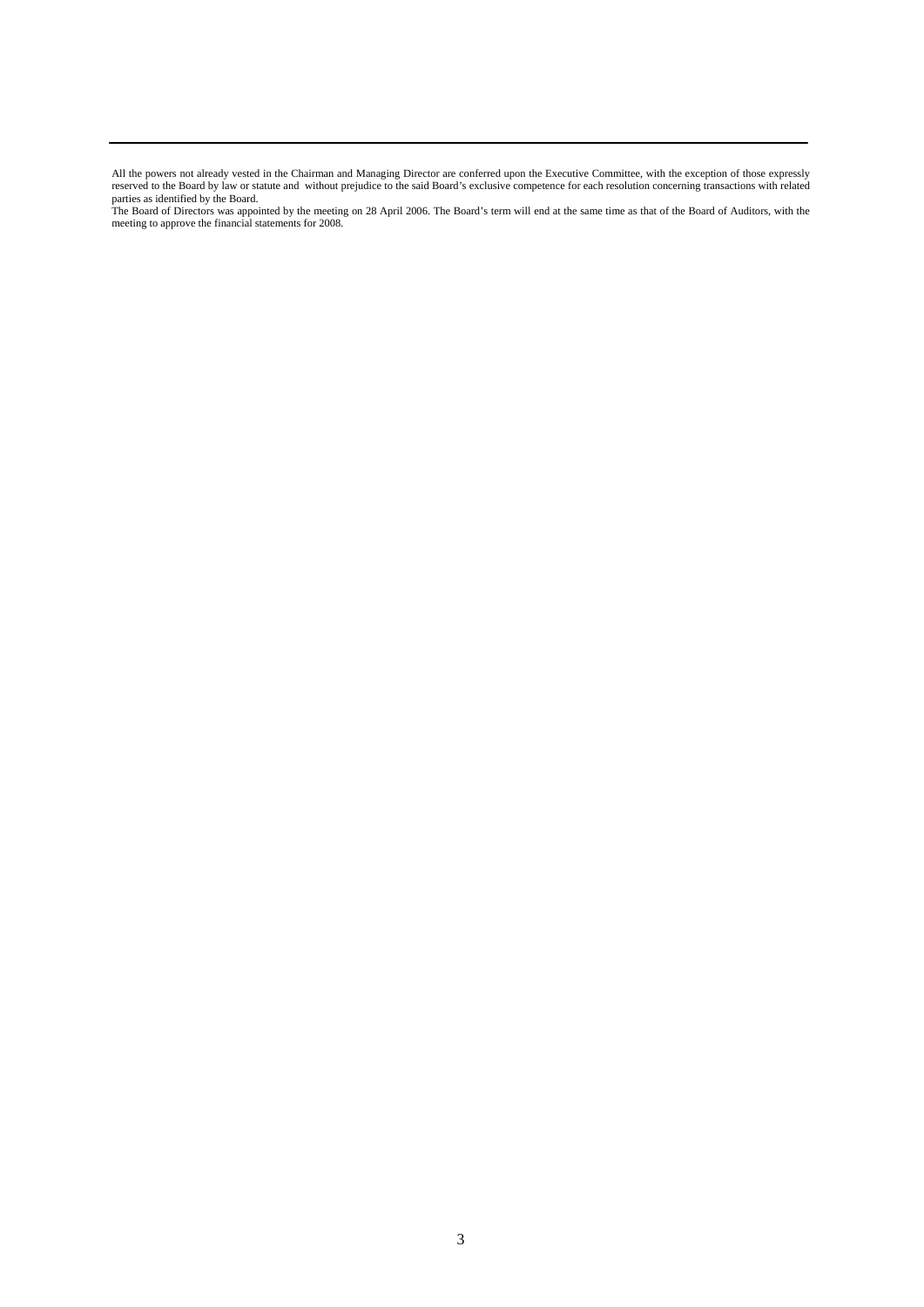All the powers not already vested in the Chairman and Managing Director are conferred upon the Executive Committee, with the exception of those expressly reserved to the Board by law or statute and without prejudice to the said Board's exclusive competence for each resolution concerning transactions with related parties as identified by the Board.

The Board of Directors was appointed by the meeting on 28 April 2006. The Board's term will end at the same time as that of the Board of Auditors, with the meeting to approve the financial statements for 2008.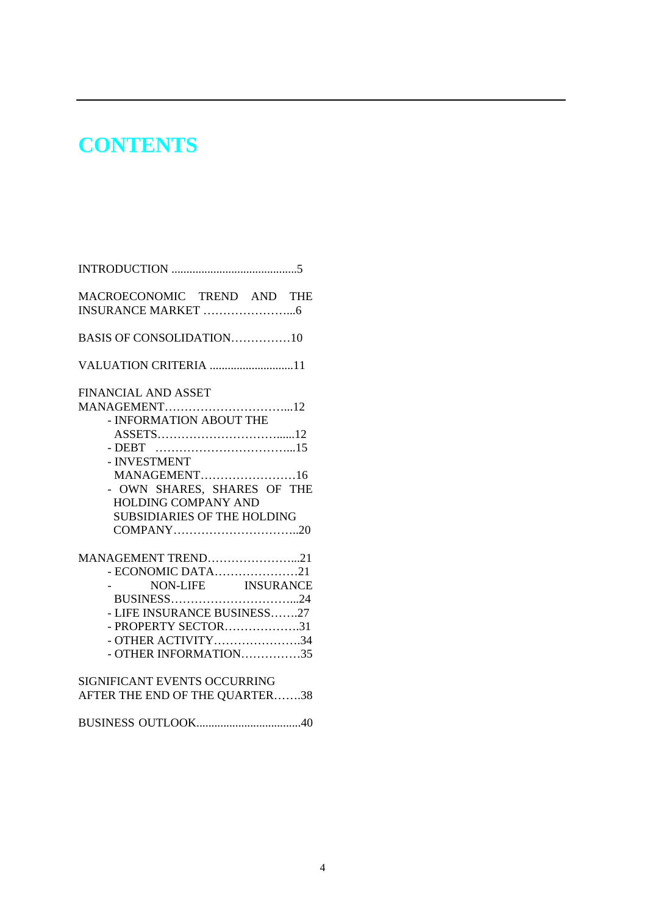# CONTENTS

INTRODUCTION ..........................................5

MACROECONOMIC TREND AND THE INSURANCE MARKET …………………...6

BASIS OF CONSOLIDATION……………10

VALUATION CRITERIA ............................11

FINANCIAL AND ASSET MANAGEMENT…………………………...12

- INFORMATION ABOUT THE ASSETS…………………………......12
- DEBT ……………………………...15
- INVESTMENT MANAGEMENT……………………16
- OWN SHARES, SHARES OF THE HOLDING COMPANY AND SUBSIDIARIES OF THE HOLDING COMPANY…………………………..20

MANAGEMENT TREND…………………...21

- ECONOMIC DATA…………………21
- NON-LIFE INSURANCE BUSINESS…………………………...24
- LIFE INSURANCE BUSINESS…….27
- PROPERTY SECTOR……………….31
- OTHER ACTIVITY………………….34
- OTHER INFORMATION……………35

SIGNIFICANT EVENTS OCCURRING AFTER THE END OF THE QUARTER…….38

BUSINESS OUTLOOK...................................40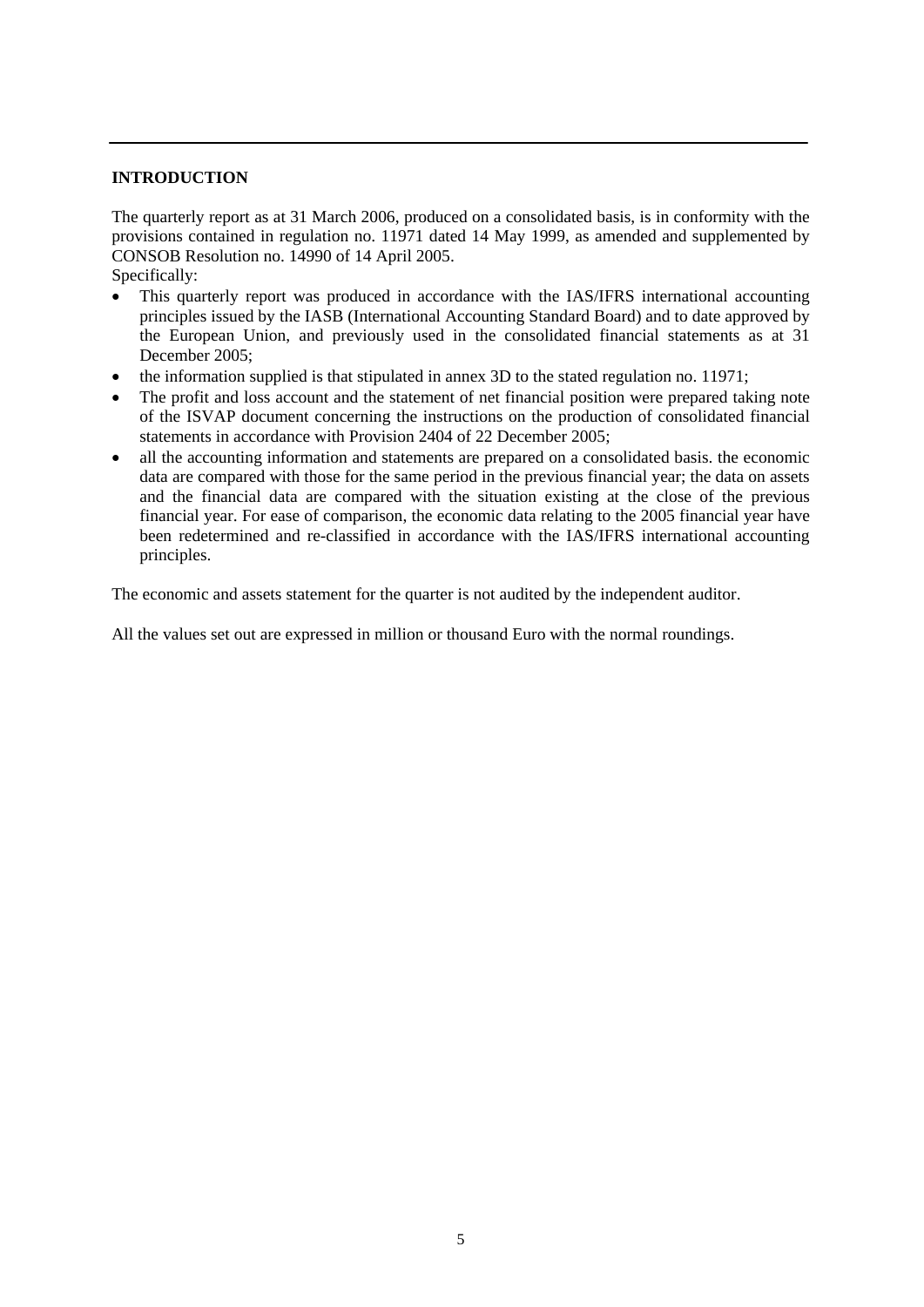## INTRODUCTION

The quarterly report as at 31 March 2006, produced on a consolidated basis, is in conformity with the provisions contained in regulation no. 11971 dated 14 May 1999, as amended and supplemented by CONSOB Resolution no. 14990 of 14 April 2005.
Specifically:

- This quarterly report was produced in accordance with the IAS/IFRS international accounting principles issued by the IASB (International Accounting Standard Board) and to date approved by the European Union, and previously used in the consolidated financial statements as at 31 December 2005;
- the information supplied is that stipulated in annex 3D to the stated regulation no. 11971;
- The profit and loss account and the statement of net financial position were prepared taking note of the ISVAP document concerning the instructions on the production of consolidated financial statements in accordance with Provision 2404 of 22 December 2005;
- all the accounting information and statements are prepared on a consolidated basis. the economic data are compared with those for the same period in the previous financial year; the data on assets and the financial data are compared with the situation existing at the close of the previous financial year. For ease of comparison, the economic data relating to the 2005 financial year have been redetermined and re-classified in accordance with the IAS/IFRS international accounting principles.

The economic and assets statement for the quarter is not audited by the independent auditor.

All the values set out are expressed in million or thousand Euro with the normal roundings.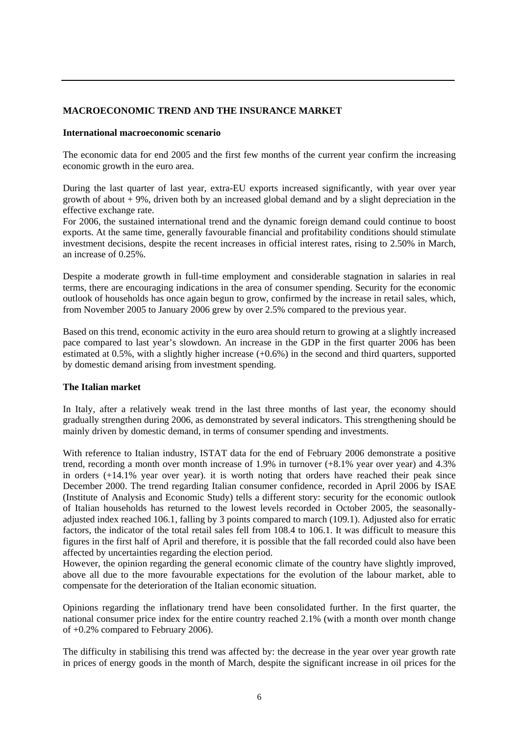## MACROECONOMIC TREND AND THE INSURANCE MARKET

### International macroeconomic scenario

The economic data for end 2005 and the first few months of the current year confirm the increasing economic growth in the euro area.

During the last quarter of last year, extra-EU exports increased significantly, with year over year growth of about + 9%, driven both by an increased global demand and by a slight depreciation in the effective exchange rate.

For 2006, the sustained international trend and the dynamic foreign demand could continue to boost exports. At the same time, generally favourable financial and profitability conditions should stimulate investment decisions, despite the recent increases in official interest rates, rising to 2.50% in March, an increase of 0.25%.

Despite a moderate growth in full-time employment and considerable stagnation in salaries in real terms, there are encouraging indications in the area of consumer spending. Security for the economic outlook of households has once again begun to grow, confirmed by the increase in retail sales, which, from November 2005 to January 2006 grew by over 2.5% compared to the previous year.

Based on this trend, economic activity in the euro area should return to growing at a slightly increased pace compared to last year's slowdown. An increase in the GDP in the first quarter 2006 has been estimated at 0.5%, with a slightly higher increase (+0.6%) in the second and third quarters, supported by domestic demand arising from investment spending.

### The Italian market

In Italy, after a relatively weak trend in the last three months of last year, the economy should gradually strengthen during 2006, as demonstrated by several indicators. This strengthening should be mainly driven by domestic demand, in terms of consumer spending and investments.

With reference to Italian industry, ISTAT data for the end of February 2006 demonstrate a positive trend, recording a month over month increase of 1.9% in turnover (+8.1% year over year) and 4.3% in orders (+14.1% year over year). it is worth noting that orders have reached their peak since December 2000. The trend regarding Italian consumer confidence, recorded in April 2006 by ISAE (Institute of Analysis and Economic Study) tells a different story: security for the economic outlook of Italian households has returned to the lowest levels recorded in October 2005, the seasonally-adjusted index reached 106.1, falling by 3 points compared to march (109.1). Adjusted also for erratic factors, the indicator of the total retail sales fell from 108.4 to 106.1. It was difficult to measure this figures in the first half of April and therefore, it is possible that the fall recorded could also have been affected by uncertainties regarding the election period.

However, the opinion regarding the general economic climate of the country have slightly improved, above all due to the more favourable expectations for the evolution of the labour market, able to compensate for the deterioration of the Italian economic situation.

Opinions regarding the inflationary trend have been consolidated further. In the first quarter, the national consumer price index for the entire country reached 2.1% (with a month over month change of +0.2% compared to February 2006).

The difficulty in stabilising this trend was affected by: the decrease in the year over year growth rate in prices of energy goods in the month of March, despite the significant increase in oil prices for the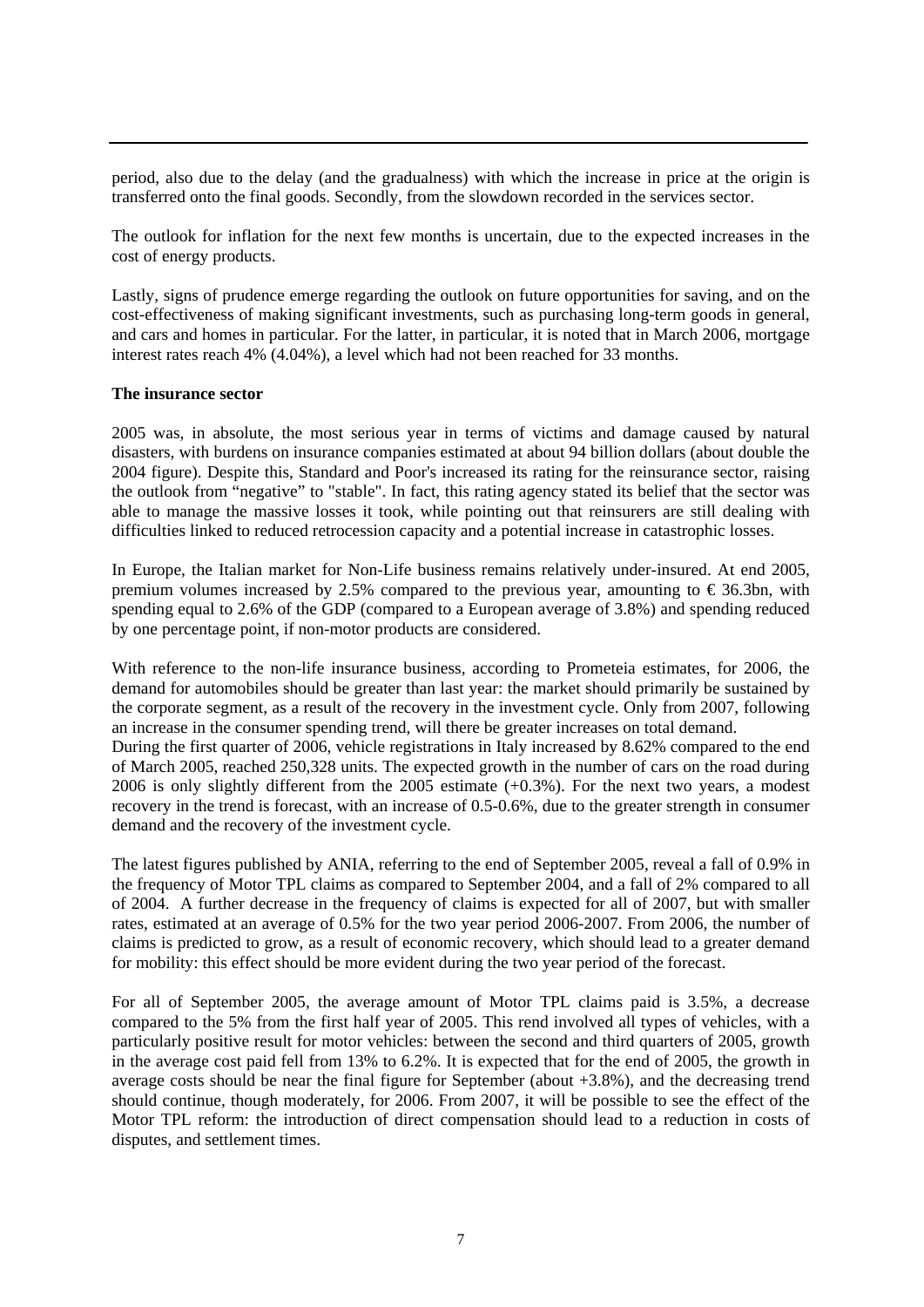period, also due to the delay (and the gradualness) with which the increase in price at the origin is transferred onto the final goods. Secondly, from the slowdown recorded in the services sector.

The outlook for inflation for the next few months is uncertain, due to the expected increases in the cost of energy products.

Lastly, signs of prudence emerge regarding the outlook on future opportunities for saving, and on the cost-effectiveness of making significant investments, such as purchasing long-term goods in general, and cars and homes in particular. For the latter, in particular, it is noted that in March 2006, mortgage interest rates reach 4% (4.04%), a level which had not been reached for 33 months.

**The insurance sector**

2005 was, in absolute, the most serious year in terms of victims and damage caused by natural disasters, with burdens on insurance companies estimated at about 94 billion dollars (about double the 2004 figure). Despite this, Standard and Poor's increased its rating for the reinsurance sector, raising the outlook from "negative" to "stable". In fact, this rating agency stated its belief that the sector was able to manage the massive losses it took, while pointing out that reinsurers are still dealing with difficulties linked to reduced retrocession capacity and a potential increase in catastrophic losses.

In Europe, the Italian market for Non-Life business remains relatively under-insured. At end 2005, premium volumes increased by 2.5% compared to the previous year, amounting to € 36.3bn, with spending equal to 2.6% of the GDP (compared to a European average of 3.8%) and spending reduced by one percentage point, if non-motor products are considered.

With reference to the non-life insurance business, according to Prometeia estimates, for 2006, the demand for automobiles should be greater than last year: the market should primarily be sustained by the corporate segment, as a result of the recovery in the investment cycle. Only from 2007, following an increase in the consumer spending trend, will there be greater increases on total demand.
During the first quarter of 2006, vehicle registrations in Italy increased by 8.62% compared to the end of March 2005, reached 250,328 units. The expected growth in the number of cars on the road during 2006 is only slightly different from the 2005 estimate (+0.3%). For the next two years, a modest recovery in the trend is forecast, with an increase of 0.5-0.6%, due to the greater strength in consumer demand and the recovery of the investment cycle.

The latest figures published by ANIA, referring to the end of September 2005, reveal a fall of 0.9% in the frequency of Motor TPL claims as compared to September 2004, and a fall of 2% compared to all of 2004. A further decrease in the frequency of claims is expected for all of 2007, but with smaller rates, estimated at an average of 0.5% for the two year period 2006-2007. From 2006, the number of claims is predicted to grow, as a result of economic recovery, which should lead to a greater demand for mobility: this effect should be more evident during the two year period of the forecast.

For all of September 2005, the average amount of Motor TPL claims paid is 3.5%, a decrease compared to the 5% from the first half year of 2005. This rend involved all types of vehicles, with a particularly positive result for motor vehicles: between the second and third quarters of 2005, growth in the average cost paid fell from 13% to 6.2%. It is expected that for the end of 2005, the growth in average costs should be near the final figure for September (about +3.8%), and the decreasing trend should continue, though moderately, for 2006. From 2007, it will be possible to see the effect of the Motor TPL reform: the introduction of direct compensation should lead to a reduction in costs of disputes, and settlement times.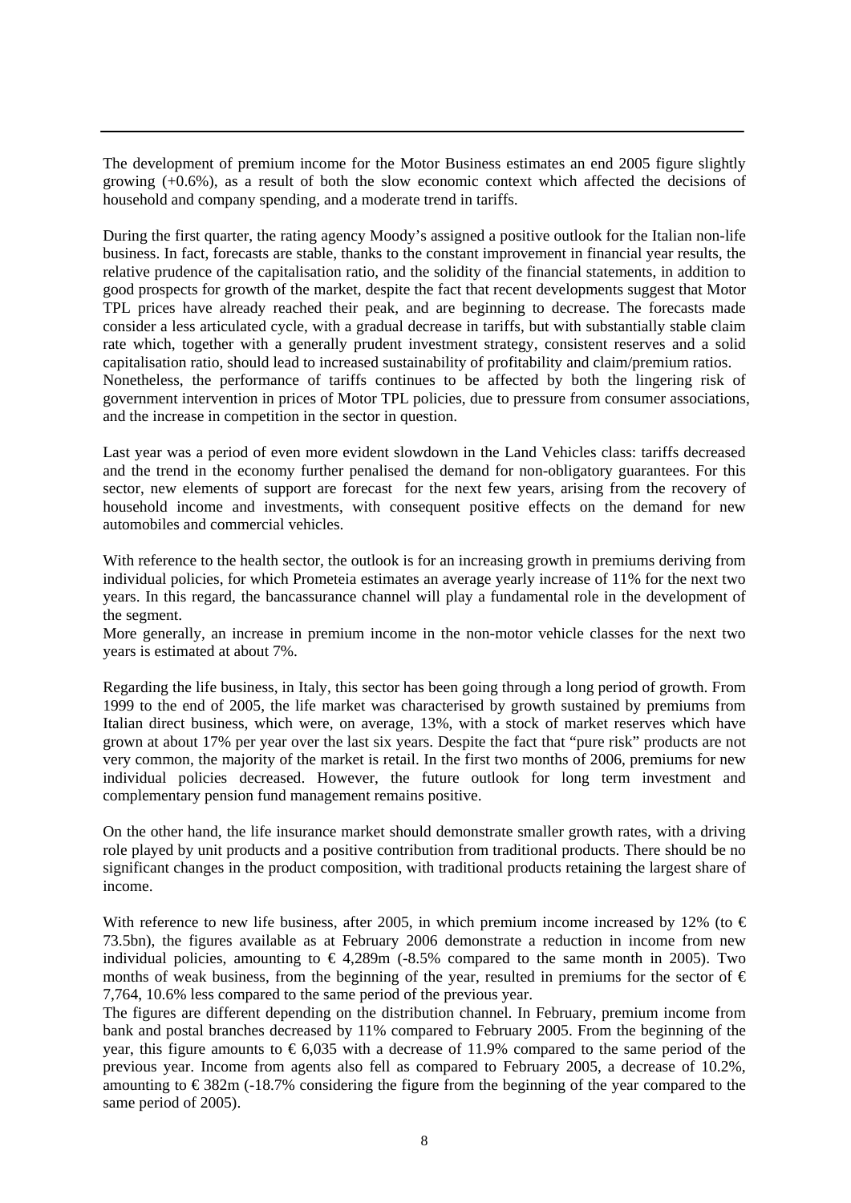The development of premium income for the Motor Business estimates an end 2005 figure slightly growing (+0.6%), as a result of both the slow economic context which affected the decisions of household and company spending, and a moderate trend in tariffs.

During the first quarter, the rating agency Moody's assigned a positive outlook for the Italian non-life business. In fact, forecasts are stable, thanks to the constant improvement in financial year results, the relative prudence of the capitalisation ratio, and the solidity of the financial statements, in addition to good prospects for growth of the market, despite the fact that recent developments suggest that Motor TPL prices have already reached their peak, and are beginning to decrease. The forecasts made consider a less articulated cycle, with a gradual decrease in tariffs, but with substantially stable claim rate which, together with a generally prudent investment strategy, consistent reserves and a solid capitalisation ratio, should lead to increased sustainability of profitability and claim/premium ratios.
Nonetheless, the performance of tariffs continues to be affected by both the lingering risk of government intervention in prices of Motor TPL policies, due to pressure from consumer associations, and the increase in competition in the sector in question.

Last year was a period of even more evident slowdown in the Land Vehicles class: tariffs decreased and the trend in the economy further penalised the demand for non-obligatory guarantees. For this sector, new elements of support are forecast for the next few years, arising from the recovery of household income and investments, with consequent positive effects on the demand for new automobiles and commercial vehicles.

With reference to the health sector, the outlook is for an increasing growth in premiums deriving from individual policies, for which Prometeia estimates an average yearly increase of 11% for the next two years. In this regard, the bancassurance channel will play a fundamental role in the development of the segment.
More generally, an increase in premium income in the non-motor vehicle classes for the next two years is estimated at about 7%.

Regarding the life business, in Italy, this sector has been going through a long period of growth. From 1999 to the end of 2005, the life market was characterised by growth sustained by premiums from Italian direct business, which were, on average, 13%, with a stock of market reserves which have grown at about 17% per year over the last six years. Despite the fact that "pure risk" products are not very common, the majority of the market is retail. In the first two months of 2006, premiums for new individual policies decreased. However, the future outlook for long term investment and complementary pension fund management remains positive.

On the other hand, the life insurance market should demonstrate smaller growth rates, with a driving role played by unit products and a positive contribution from traditional products. There should be no significant changes in the product composition, with traditional products retaining the largest share of income.

With reference to new life business, after 2005, in which premium income increased by 12% (to € 73.5bn), the figures available as at February 2006 demonstrate a reduction in income from new individual policies, amounting to € 4,289m (-8.5% compared to the same month in 2005). Two months of weak business, from the beginning of the year, resulted in premiums for the sector of € 7,764, 10.6% less compared to the same period of the previous year.
The figures are different depending on the distribution channel. In February, premium income from bank and postal branches decreased by 11% compared to February 2005. From the beginning of the year, this figure amounts to € 6,035 with a decrease of 11.9% compared to the same period of the previous year. Income from agents also fell as compared to February 2005, a decrease of 10.2%, amounting to € 382m (-18.7% considering the figure from the beginning of the year compared to the same period of 2005).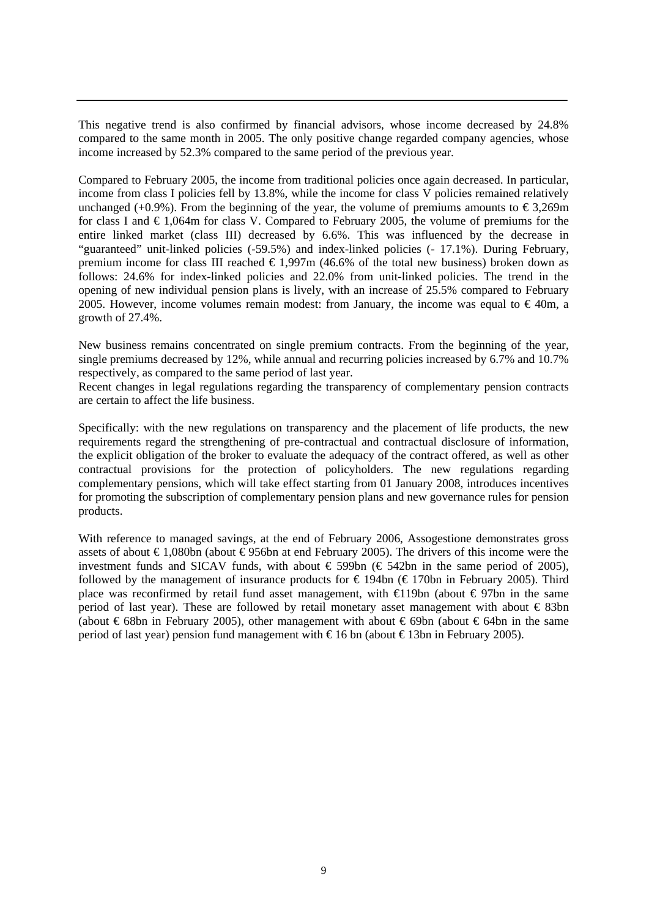This negative trend is also confirmed by financial advisors, whose income decreased by 24.8% compared to the same month in 2005. The only positive change regarded company agencies, whose income increased by 52.3% compared to the same period of the previous year.

Compared to February 2005, the income from traditional policies once again decreased. In particular, income from class I policies fell by 13.8%, while the income for class V policies remained relatively unchanged (+0.9%). From the beginning of the year, the volume of premiums amounts to € 3,269m for class I and € 1,064m for class V. Compared to February 2005, the volume of premiums for the entire linked market (class III) decreased by 6.6%. This was influenced by the decrease in "guaranteed" unit-linked policies (-59.5%) and index-linked policies (- 17.1%). During February, premium income for class III reached € 1,997m (46.6% of the total new business) broken down as follows: 24.6% for index-linked policies and 22.0% from unit-linked policies. The trend in the opening of new individual pension plans is lively, with an increase of 25.5% compared to February 2005. However, income volumes remain modest: from January, the income was equal to € 40m, a growth of 27.4%.

New business remains concentrated on single premium contracts. From the beginning of the year, single premiums decreased by 12%, while annual and recurring policies increased by 6.7% and 10.7% respectively, as compared to the same period of last year.
Recent changes in legal regulations regarding the transparency of complementary pension contracts are certain to affect the life business.

Specifically: with the new regulations on transparency and the placement of life products, the new requirements regard the strengthening of pre-contractual and contractual disclosure of information, the explicit obligation of the broker to evaluate the adequacy of the contract offered, as well as other contractual provisions for the protection of policyholders. The new regulations regarding complementary pensions, which will take effect starting from 01 January 2008, introduces incentives for promoting the subscription of complementary pension plans and new governance rules for pension products.

With reference to managed savings, at the end of February 2006, Assogestione demonstrates gross assets of about € 1,080bn (about € 956bn at end February 2005). The drivers of this income were the investment funds and SICAV funds, with about € 599bn (€ 542bn in the same period of 2005), followed by the management of insurance products for € 194bn (€ 170bn in February 2005). Third place was reconfirmed by retail fund asset management, with €119bn (about € 97bn in the same period of last year). These are followed by retail monetary asset management with about € 83bn (about € 68bn in February 2005), other management with about € 69bn (about € 64bn in the same period of last year) pension fund management with € 16 bn (about € 13bn in February 2005).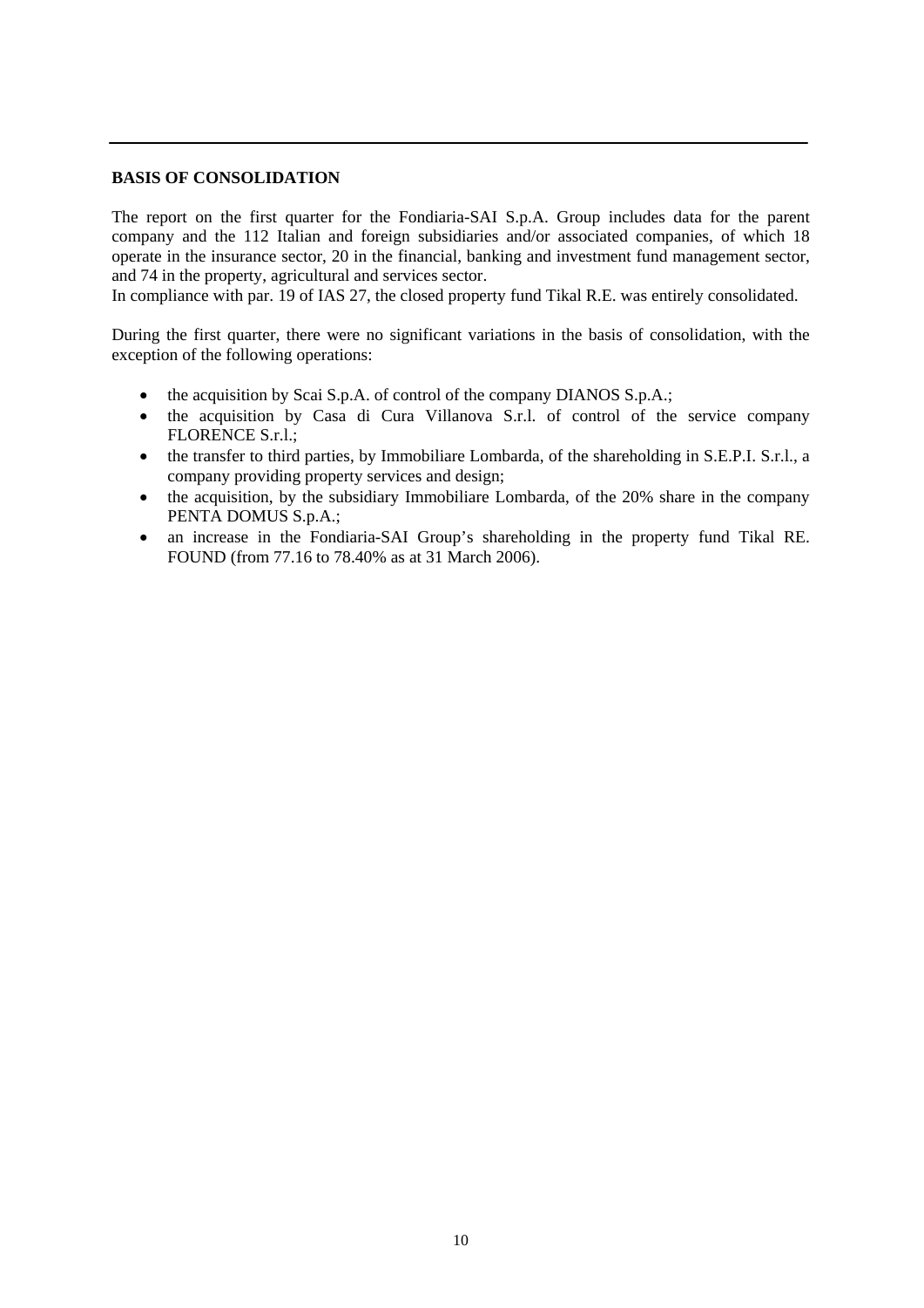## BASIS OF CONSOLIDATION

The report on the first quarter for the Fondiaria-SAI S.p.A. Group includes data for the parent company and the 112 Italian and foreign subsidiaries and/or associated companies, of which 18 operate in the insurance sector, 20 in the financial, banking and investment fund management sector, and 74 in the property, agricultural and services sector.
In compliance with par. 19 of IAS 27, the closed property fund Tikal R.E. was entirely consolidated.

During the first quarter, there were no significant variations in the basis of consolidation, with the exception of the following operations:

- the acquisition by Scai S.p.A. of control of the company DIANOS S.p.A.;
- the acquisition by Casa di Cura Villanova S.r.l. of control of the service company FLORENCE S.r.l.;
- the transfer to third parties, by Immobiliare Lombarda, of the shareholding in S.E.P.I. S.r.l., a company providing property services and design;
- the acquisition, by the subsidiary Immobiliare Lombarda, of the 20% share in the company PENTA DOMUS S.p.A.;
- an increase in the Fondiaria-SAI Group's shareholding in the property fund Tikal RE. FOUND (from 77.16 to 78.40% as at 31 March 2006).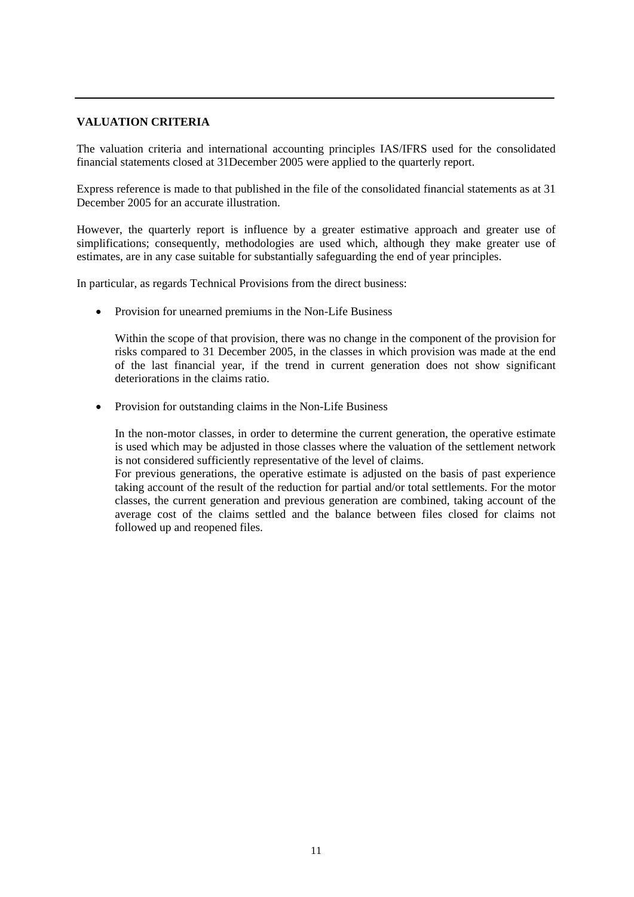## VALUATION CRITERIA

The valuation criteria and international accounting principles IAS/IFRS used for the consolidated financial statements closed at 31December 2005 were applied to the quarterly report.

Express reference is made to that published in the file of the consolidated financial statements as at 31 December 2005 for an accurate illustration.

However, the quarterly report is influence by a greater estimative approach and greater use of simplifications; consequently, methodologies are used which, although they make greater use of estimates, are in any case suitable for substantially safeguarding the end of year principles.

In particular, as regards Technical Provisions from the direct business:

- Provision for unearned premiums in the Non-Life Business

  Within the scope of that provision, there was no change in the component of the provision for risks compared to 31 December 2005, in the classes in which provision was made at the end of the last financial year, if the trend in current generation does not show significant deteriorations in the claims ratio.

- Provision for outstanding claims in the Non-Life Business

  In the non-motor classes, in order to determine the current generation, the operative estimate is used which may be adjusted in those classes where the valuation of the settlement network is not considered sufficiently representative of the level of claims.
  For previous generations, the operative estimate is adjusted on the basis of past experience taking account of the result of the reduction for partial and/or total settlements. For the motor classes, the current generation and previous generation are combined, taking account of the average cost of the claims settled and the balance between files closed for claims not followed up and reopened files.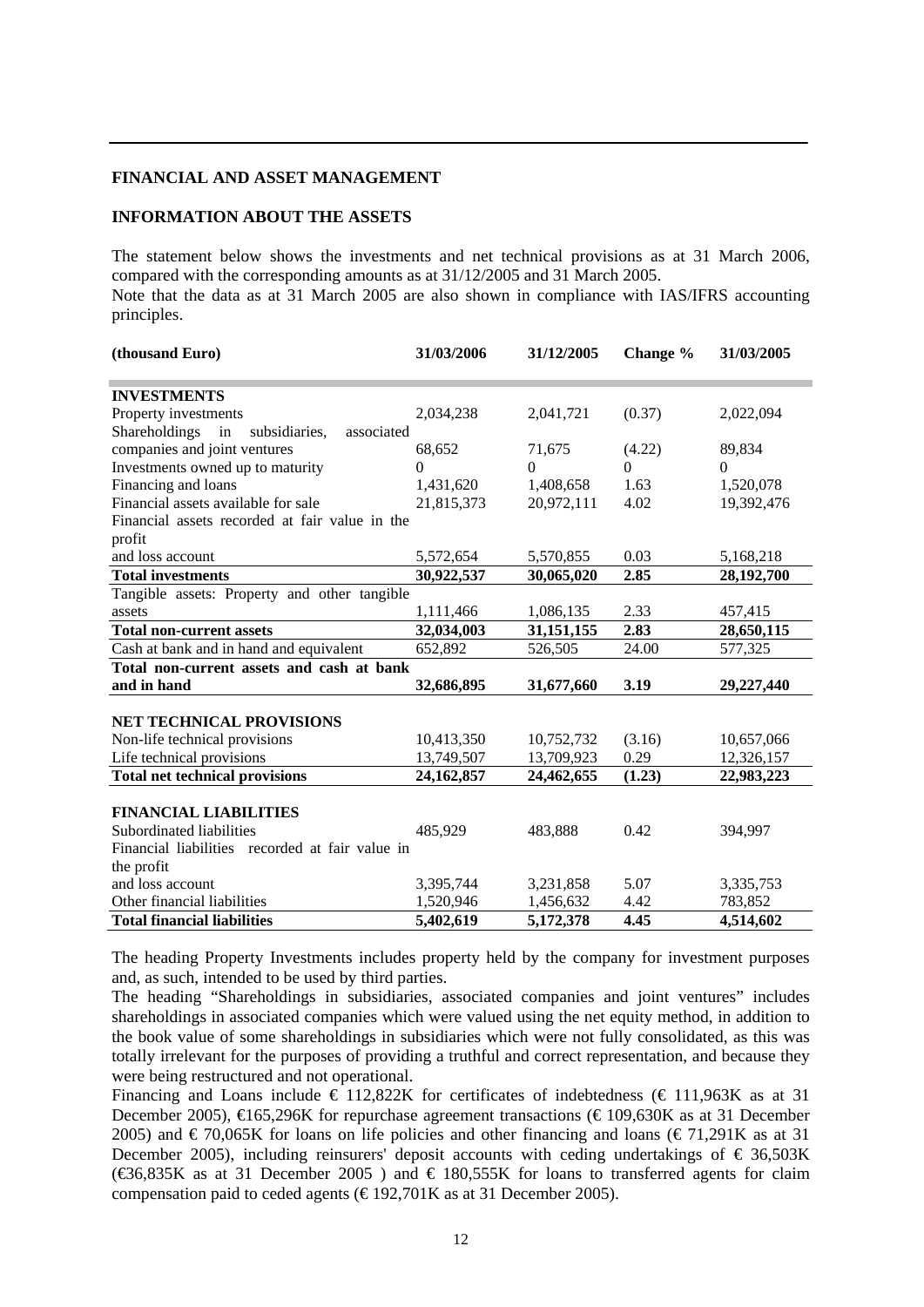## FINANCIAL AND ASSET MANAGEMENT

### INFORMATION ABOUT THE ASSETS

The statement below shows the investments and net technical provisions as at 31 March 2006, compared with the corresponding amounts as at 31/12/2005 and 31 March 2005.
Note that the data as at 31 March 2005 are also shown in compliance with IAS/IFRS accounting principles.

| (thousand Euro) | 31/03/2006 | 31/12/2005 | Change % | 31/03/2005 |
|---|---|---|---|---|
| **INVESTMENTS** | | | | |
| Property investments | 2,034,238 | 2,041,721 | (0.37) | 2,022,094 |
| Shareholdings in subsidiaries, associated companies and joint ventures | 68,652 | 71,675 | (4.22) | 89,834 |
| Investments owned up to maturity | 0 | 0 | 0 | 0 |
| Financing and loans | 1,431,620 | 1,408,658 | 1.63 | 1,520,078 |
| Financial assets available for sale | 21,815,373 | 20,972,111 | 4.02 | 19,392,476 |
| Financial assets recorded at fair value in the profit and loss account | 5,572,654 | 5,570,855 | 0.03 | 5,168,218 |
| **Total investments** | **30,922,537** | **30,065,020** | **2.85** | **28,192,700** |
| Tangible assets: Property and other tangible assets | 1,111,466 | 1,086,135 | 2.33 | 457,415 |
| **Total non-current assets** | **32,034,003** | **31,151,155** | **2.83** | **28,650,115** |
| Cash at bank and in hand and equivalent | 652,892 | 526,505 | 24.00 | 577,325 |
| **Total non-current assets and cash at bank and in hand** | **32,686,895** | **31,677,660** | **3.19** | **29,227,440** |
| **NET TECHNICAL PROVISIONS** | | | | |
| Non-life technical provisions | 10,413,350 | 10,752,732 | (3.16) | 10,657,066 |
| Life technical provisions | 13,749,507 | 13,709,923 | 0.29 | 12,326,157 |
| **Total net technical provisions** | **24,162,857** | **24,462,655** | **(1.23)** | **22,983,223** |
| **FINANCIAL LIABILITIES** | | | | |
| Subordinated liabilities | 485,929 | 483,888 | 0.42 | 394,997 |
| Financial liabilities recorded at fair value in the profit and loss account | 3,395,744 | 3,231,858 | 5.07 | 3,335,753 |
| Other financial liabilities | 1,520,946 | 1,456,632 | 4.42 | 783,852 |
| **Total financial liabilities** | **5,402,619** | **5,172,378** | **4.45** | **4,514,602** |

The heading Property Investments includes property held by the company for investment purposes and, as such, intended to be used by third parties.
The heading "Shareholdings in subsidiaries, associated companies and joint ventures" includes shareholdings in associated companies which were valued using the net equity method, in addition to the book value of some shareholdings in subsidiaries which were not fully consolidated, as this was totally irrelevant for the purposes of providing a truthful and correct representation, and because they were being restructured and not operational.
Financing and Loans include € 112,822K for certificates of indebtedness (€ 111,963K as at 31 December 2005), €165,296K for repurchase agreement transactions (€ 109,630K as at 31 December 2005) and € 70,065K for loans on life policies and other financing and loans (€ 71,291K as at 31 December 2005), including reinsurers' deposit accounts with ceding undertakings of € 36,503K (€36,835K as at 31 December 2005 ) and € 180,555K for loans to transferred agents for claim compensation paid to ceded agents (€ 192,701K as at 31 December 2005).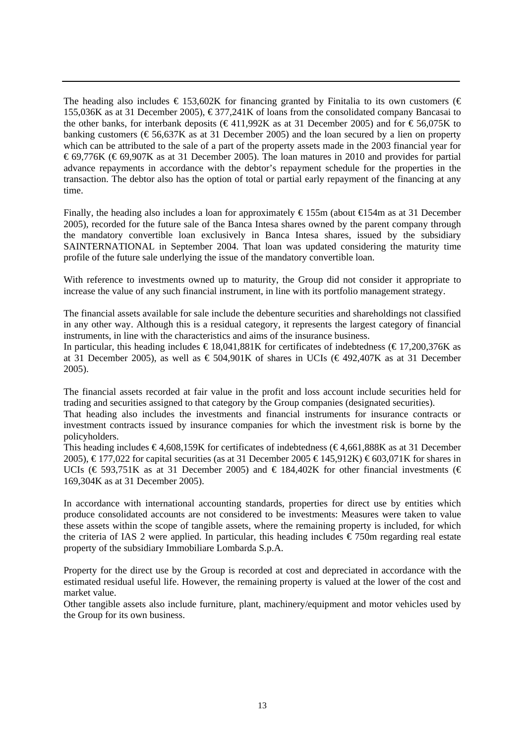The heading also includes € 153,602K for financing granted by Finitalia to its own customers (€ 155,036K as at 31 December 2005), € 377,241K of loans from the consolidated company Bancasai to the other banks, for interbank deposits (€ 411,992K as at 31 December 2005) and for € 56,075K to banking customers (€ 56,637K as at 31 December 2005) and the loan secured by a lien on property which can be attributed to the sale of a part of the property assets made in the 2003 financial year for € 69,776K (€ 69,907K as at 31 December 2005). The loan matures in 2010 and provides for partial advance repayments in accordance with the debtor's repayment schedule for the properties in the transaction. The debtor also has the option of total or partial early repayment of the financing at any time.

Finally, the heading also includes a loan for approximately € 155m (about €154m as at 31 December 2005), recorded for the future sale of the Banca Intesa shares owned by the parent company through the mandatory convertible loan exclusively in Banca Intesa shares, issued by the subsidiary SAINTERNATIONAL in September 2004. That loan was updated considering the maturity time profile of the future sale underlying the issue of the mandatory convertible loan.

With reference to investments owned up to maturity, the Group did not consider it appropriate to increase the value of any such financial instrument, in line with its portfolio management strategy.

The financial assets available for sale include the debenture securities and shareholdings not classified in any other way. Although this is a residual category, it represents the largest category of financial instruments, in line with the characteristics and aims of the insurance business.
In particular, this heading includes € 18,041,881K for certificates of indebtedness (€ 17,200,376K as at 31 December 2005), as well as € 504,901K of shares in UCIs (€ 492,407K as at 31 December 2005).

The financial assets recorded at fair value in the profit and loss account include securities held for trading and securities assigned to that category by the Group companies (designated securities).
That heading also includes the investments and financial instruments for insurance contracts or investment contracts issued by insurance companies for which the investment risk is borne by the policyholders.
This heading includes € 4,608,159K for certificates of indebtedness (€ 4,661,888K as at 31 December 2005), € 177,022 for capital securities (as at 31 December 2005 € 145,912K) € 603,071K for shares in UCIs (€ 593,751K as at 31 December 2005) and € 184,402K for other financial investments (€ 169,304K as at 31 December 2005).

In accordance with international accounting standards, properties for direct use by entities which produce consolidated accounts are not considered to be investments: Measures were taken to value these assets within the scope of tangible assets, where the remaining property is included, for which the criteria of IAS 2 were applied. In particular, this heading includes € 750m regarding real estate property of the subsidiary Immobiliare Lombarda S.p.A.

Property for the direct use by the Group is recorded at cost and depreciated in accordance with the estimated residual useful life. However, the remaining property is valued at the lower of the cost and market value.
Other tangible assets also include furniture, plant, machinery/equipment and motor vehicles used by the Group for its own business.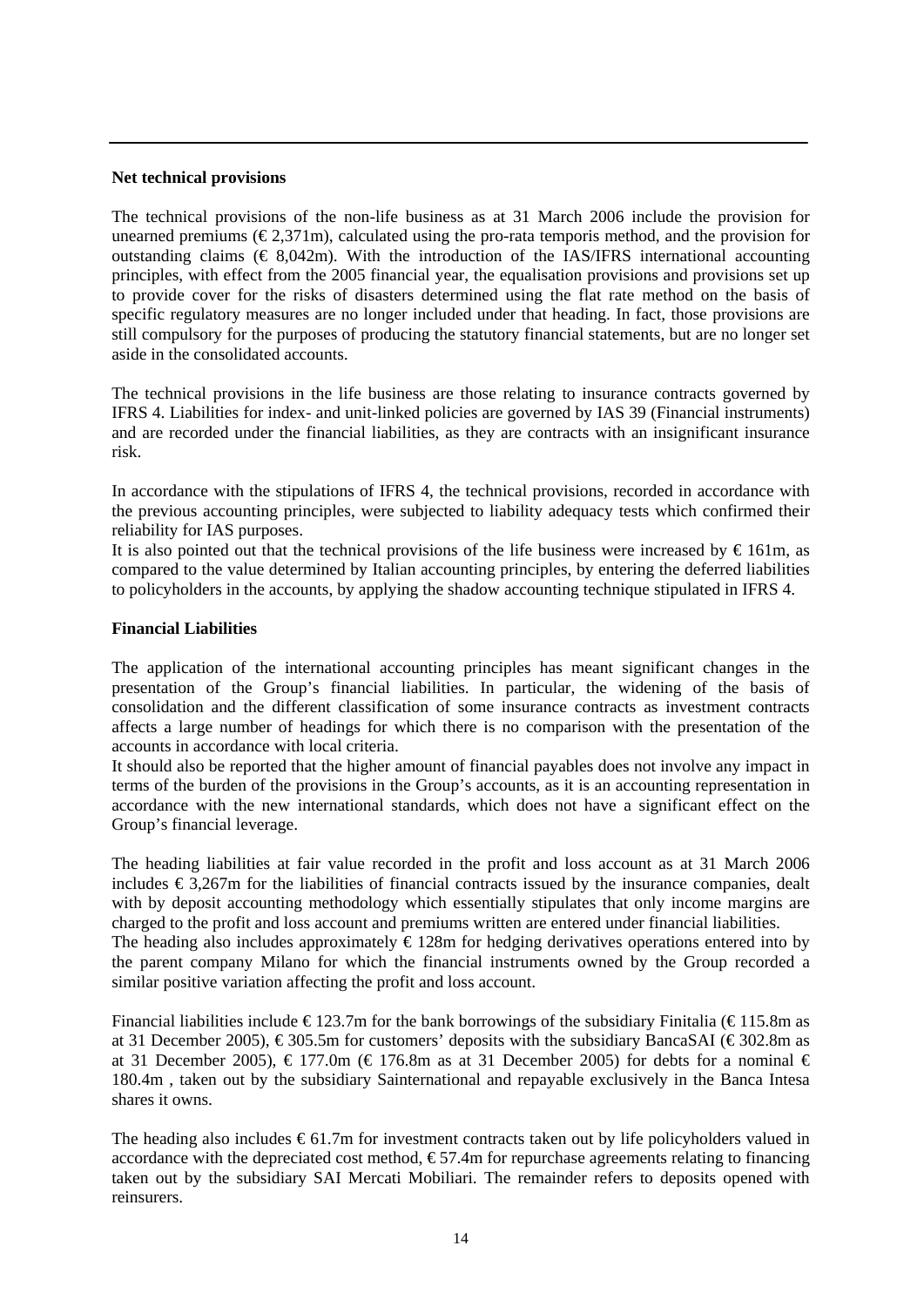**Net technical provisions**

The technical provisions of the non-life business as at 31 March 2006 include the provision for unearned premiums (€ 2,371m), calculated using the pro-rata temporis method, and the provision for outstanding claims (€ 8,042m). With the introduction of the IAS/IFRS international accounting principles, with effect from the 2005 financial year, the equalisation provisions and provisions set up to provide cover for the risks of disasters determined using the flat rate method on the basis of specific regulatory measures are no longer included under that heading. In fact, those provisions are still compulsory for the purposes of producing the statutory financial statements, but are no longer set aside in the consolidated accounts.

The technical provisions in the life business are those relating to insurance contracts governed by IFRS 4. Liabilities for index- and unit-linked policies are governed by IAS 39 (Financial instruments) and are recorded under the financial liabilities, as they are contracts with an insignificant insurance risk.

In accordance with the stipulations of IFRS 4, the technical provisions, recorded in accordance with the previous accounting principles, were subjected to liability adequacy tests which confirmed their reliability for IAS purposes.

It is also pointed out that the technical provisions of the life business were increased by € 161m, as compared to the value determined by Italian accounting principles, by entering the deferred liabilities to policyholders in the accounts, by applying the shadow accounting technique stipulated in IFRS 4.

**Financial Liabilities**

The application of the international accounting principles has meant significant changes in the presentation of the Group's financial liabilities. In particular, the widening of the basis of consolidation and the different classification of some insurance contracts as investment contracts affects a large number of headings for which there is no comparison with the presentation of the accounts in accordance with local criteria.

It should also be reported that the higher amount of financial payables does not involve any impact in terms of the burden of the provisions in the Group's accounts, as it is an accounting representation in accordance with the new international standards, which does not have a significant effect on the Group's financial leverage.

The heading liabilities at fair value recorded in the profit and loss account as at 31 March 2006 includes € 3,267m for the liabilities of financial contracts issued by the insurance companies, dealt with by deposit accounting methodology which essentially stipulates that only income margins are charged to the profit and loss account and premiums written are entered under financial liabilities.

The heading also includes approximately € 128m for hedging derivatives operations entered into by the parent company Milano for which the financial instruments owned by the Group recorded a similar positive variation affecting the profit and loss account.

Financial liabilities include € 123.7m for the bank borrowings of the subsidiary Finitalia (€ 115.8m as at 31 December 2005), € 305.5m for customers' deposits with the subsidiary BancaSAI (€ 302.8m as at 31 December 2005), € 177.0m (€ 176.8m as at 31 December 2005) for debts for a nominal € 180.4m , taken out by the subsidiary Sainternational and repayable exclusively in the Banca Intesa shares it owns.

The heading also includes € 61.7m for investment contracts taken out by life policyholders valued in accordance with the depreciated cost method, € 57.4m for repurchase agreements relating to financing taken out by the subsidiary SAI Mercati Mobiliari. The remainder refers to deposits opened with reinsurers.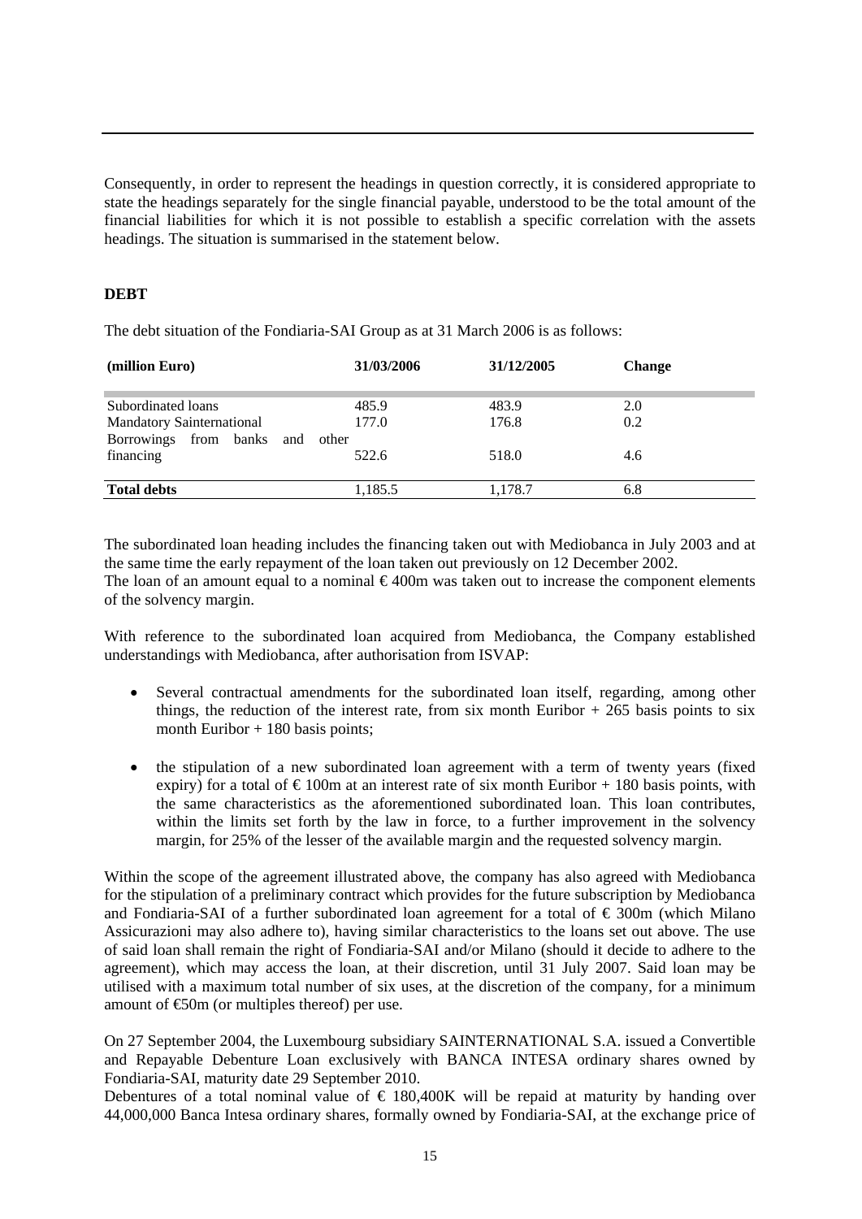Consequently, in order to represent the headings in question correctly, it is considered appropriate to state the headings separately for the single financial payable, understood to be the total amount of the financial liabilities for which it is not possible to establish a specific correlation with the assets headings. The situation is summarised in the statement below.

**DEBT**

The debt situation of the Fondiaria-SAI Group as at 31 March 2006 is as follows:

| (million Euro) | 31/03/2006 | 31/12/2005 | Change |
|---|---|---|---|
| Subordinated loans | 485.9 | 483.9 | 2.0 |
| Mandatory Sainternational | 177.0 | 176.8 | 0.2 |
| Borrowings from banks and other financing | 522.6 | 518.0 | 4.6 |
| **Total debts** | 1,185.5 | 1,178.7 | 6.8 |

The subordinated loan heading includes the financing taken out with Mediobanca in July 2003 and at the same time the early repayment of the loan taken out previously on 12 December 2002.
The loan of an amount equal to a nominal € 400m was taken out to increase the component elements of the solvency margin.

With reference to the subordinated loan acquired from Mediobanca, the Company established understandings with Mediobanca, after authorisation from ISVAP:

- Several contractual amendments for the subordinated loan itself, regarding, among other things, the reduction of the interest rate, from six month Euribor + 265 basis points to six month Euribor + 180 basis points;
- the stipulation of a new subordinated loan agreement with a term of twenty years (fixed expiry) for a total of € 100m at an interest rate of six month Euribor + 180 basis points, with the same characteristics as the aforementioned subordinated loan. This loan contributes, within the limits set forth by the law in force, to a further improvement in the solvency margin, for 25% of the lesser of the available margin and the requested solvency margin.

Within the scope of the agreement illustrated above, the company has also agreed with Mediobanca for the stipulation of a preliminary contract which provides for the future subscription by Mediobanca and Fondiaria-SAI of a further subordinated loan agreement for a total of € 300m (which Milano Assicurazioni may also adhere to), having similar characteristics to the loans set out above. The use of said loan shall remain the right of Fondiaria-SAI and/or Milano (should it decide to adhere to the agreement), which may access the loan, at their discretion, until 31 July 2007. Said loan may be utilised with a maximum total number of six uses, at the discretion of the company, for a minimum amount of €50m (or multiples thereof) per use.

On 27 September 2004, the Luxembourg subsidiary SAINTERNATIONAL S.A. issued a Convertible and Repayable Debenture Loan exclusively with BANCA INTESA ordinary shares owned by Fondiaria-SAI, maturity date 29 September 2010.
Debentures of a total nominal value of € 180,400K will be repaid at maturity by handing over 44,000,000 Banca Intesa ordinary shares, formally owned by Fondiaria-SAI, at the exchange price of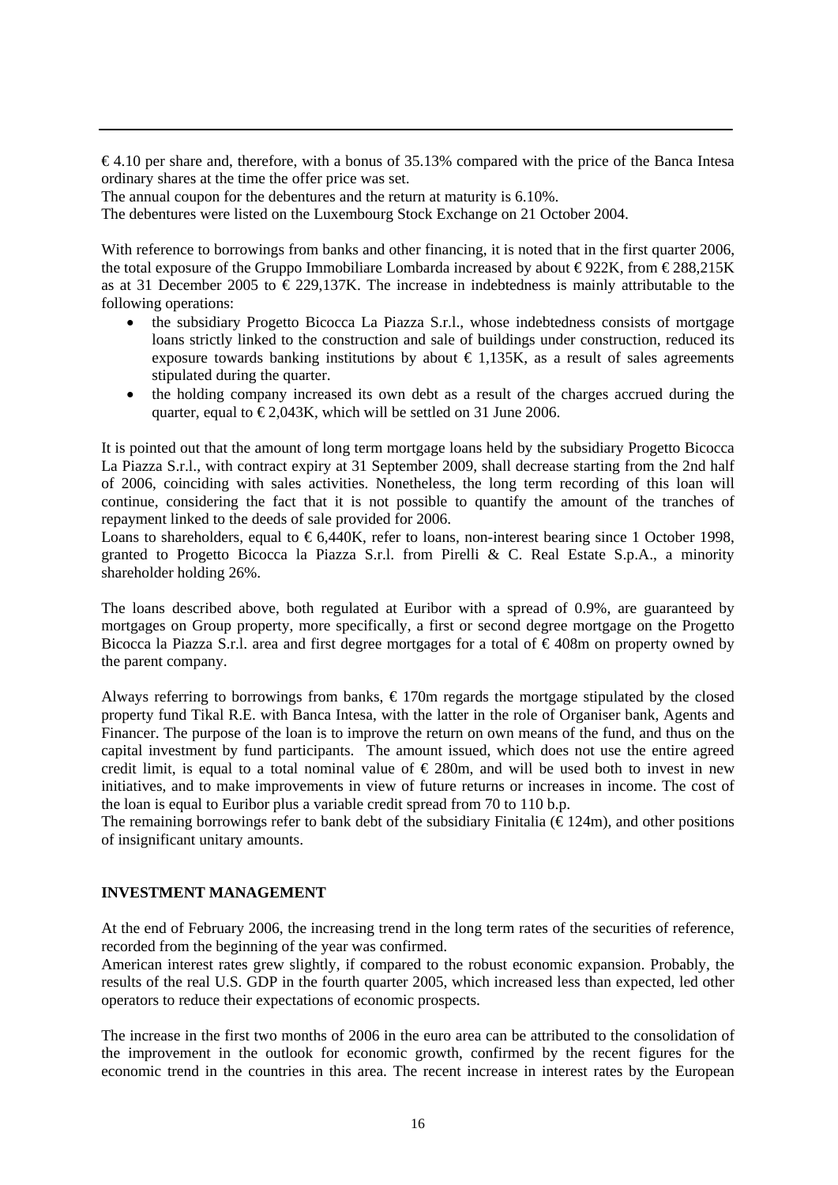€ 4.10 per share and, therefore, with a bonus of 35.13% compared with the price of the Banca Intesa ordinary shares at the time the offer price was set.
The annual coupon for the debentures and the return at maturity is 6.10%.
The debentures were listed on the Luxembourg Stock Exchange on 21 October 2004.

With reference to borrowings from banks and other financing, it is noted that in the first quarter 2006, the total exposure of the Gruppo Immobiliare Lombarda increased by about € 922K, from € 288,215K as at 31 December 2005 to € 229,137K. The increase in indebtedness is mainly attributable to the following operations:

- the subsidiary Progetto Bicocca La Piazza S.r.l., whose indebtedness consists of mortgage loans strictly linked to the construction and sale of buildings under construction, reduced its exposure towards banking institutions by about € 1,135K, as a result of sales agreements stipulated during the quarter.
- the holding company increased its own debt as a result of the charges accrued during the quarter, equal to € 2,043K, which will be settled on 31 June 2006.

It is pointed out that the amount of long term mortgage loans held by the subsidiary Progetto Bicocca La Piazza S.r.l., with contract expiry at 31 September 2009, shall decrease starting from the 2nd half of 2006, coinciding with sales activities. Nonetheless, the long term recording of this loan will continue, considering the fact that it is not possible to quantify the amount of the tranches of repayment linked to the deeds of sale provided for 2006.
Loans to shareholders, equal to € 6,440K, refer to loans, non-interest bearing since 1 October 1998, granted to Progetto Bicocca la Piazza S.r.l. from Pirelli & C. Real Estate S.p.A., a minority shareholder holding 26%.

The loans described above, both regulated at Euribor with a spread of 0.9%, are guaranteed by mortgages on Group property, more specifically, a first or second degree mortgage on the Progetto Bicocca la Piazza S.r.l. area and first degree mortgages for a total of € 408m on property owned by the parent company.

Always referring to borrowings from banks, € 170m regards the mortgage stipulated by the closed property fund Tikal R.E. with Banca Intesa, with the latter in the role of Organiser bank, Agents and Financer. The purpose of the loan is to improve the return on own means of the fund, and thus on the capital investment by fund participants. The amount issued, which does not use the entire agreed credit limit, is equal to a total nominal value of € 280m, and will be used both to invest in new initiatives, and to make improvements in view of future returns or increases in income. The cost of the loan is equal to Euribor plus a variable credit spread from 70 to 110 b.p.
The remaining borrowings refer to bank debt of the subsidiary Finitalia (€ 124m), and other positions of insignificant unitary amounts.

## INVESTMENT MANAGEMENT

At the end of February 2006, the increasing trend in the long term rates of the securities of reference, recorded from the beginning of the year was confirmed.
American interest rates grew slightly, if compared to the robust economic expansion. Probably, the results of the real U.S. GDP in the fourth quarter 2005, which increased less than expected, led other operators to reduce their expectations of economic prospects.

The increase in the first two months of 2006 in the euro area can be attributed to the consolidation of the improvement in the outlook for economic growth, confirmed by the recent figures for the economic trend in the countries in this area. The recent increase in interest rates by the European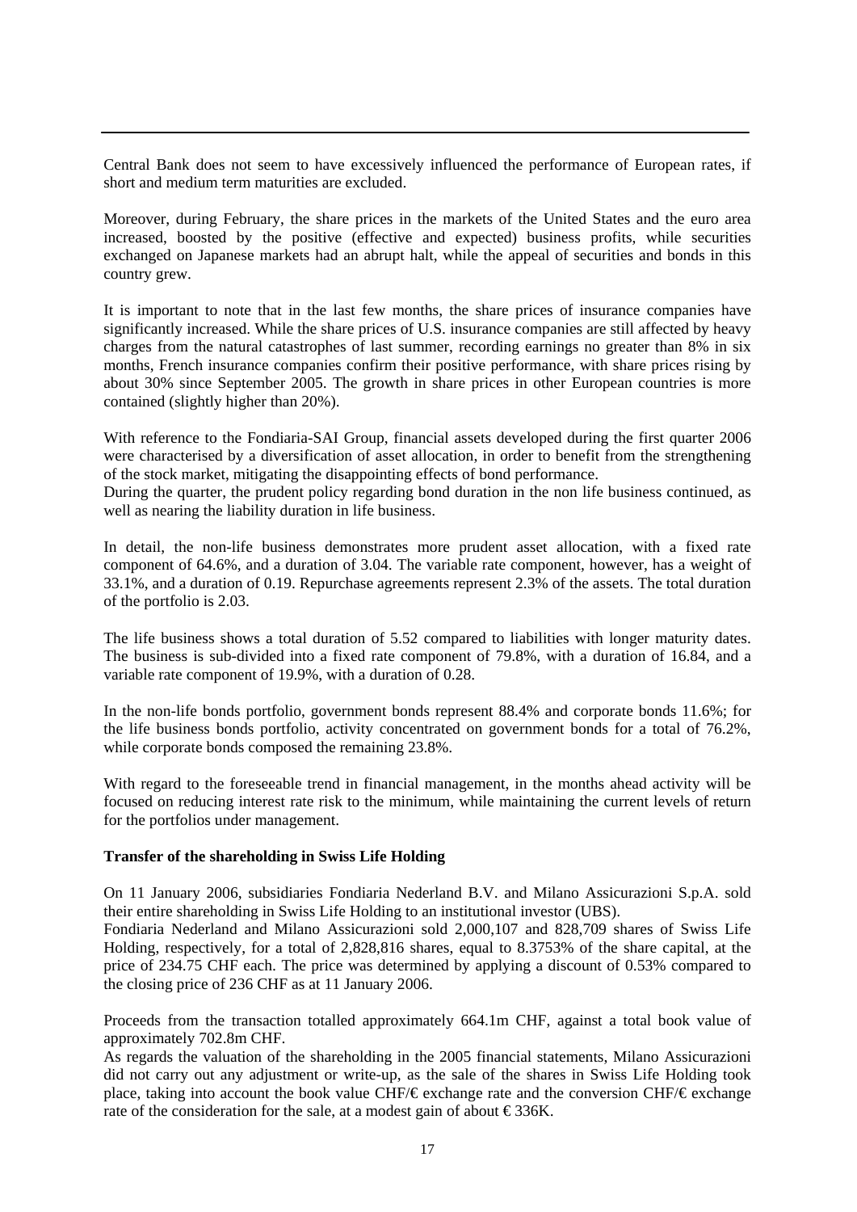Central Bank does not seem to have excessively influenced the performance of European rates, if short and medium term maturities are excluded.

Moreover, during February, the share prices in the markets of the United States and the euro area increased, boosted by the positive (effective and expected) business profits, while securities exchanged on Japanese markets had an abrupt halt, while the appeal of securities and bonds in this country grew.

It is important to note that in the last few months, the share prices of insurance companies have significantly increased. While the share prices of U.S. insurance companies are still affected by heavy charges from the natural catastrophes of last summer, recording earnings no greater than 8% in six months, French insurance companies confirm their positive performance, with share prices rising by about 30% since September 2005. The growth in share prices in other European countries is more contained (slightly higher than 20%).

With reference to the Fondiaria-SAI Group, financial assets developed during the first quarter 2006 were characterised by a diversification of asset allocation, in order to benefit from the strengthening of the stock market, mitigating the disappointing effects of bond performance.
During the quarter, the prudent policy regarding bond duration in the non life business continued, as well as nearing the liability duration in life business.

In detail, the non-life business demonstrates more prudent asset allocation, with a fixed rate component of 64.6%, and a duration of 3.04. The variable rate component, however, has a weight of 33.1%, and a duration of 0.19. Repurchase agreements represent 2.3% of the assets. The total duration of the portfolio is 2.03.

The life business shows a total duration of 5.52 compared to liabilities with longer maturity dates. The business is sub-divided into a fixed rate component of 79.8%, with a duration of 16.84, and a variable rate component of 19.9%, with a duration of 0.28.

In the non-life bonds portfolio, government bonds represent 88.4% and corporate bonds 11.6%; for the life business bonds portfolio, activity concentrated on government bonds for a total of 76.2%, while corporate bonds composed the remaining 23.8%.

With regard to the foreseeable trend in financial management, in the months ahead activity will be focused on reducing interest rate risk to the minimum, while maintaining the current levels of return for the portfolios under management.

**Transfer of the shareholding in Swiss Life Holding**

On 11 January 2006, subsidiaries Fondiaria Nederland B.V. and Milano Assicurazioni S.p.A. sold their entire shareholding in Swiss Life Holding to an institutional investor (UBS).
Fondiaria Nederland and Milano Assicurazioni sold 2,000,107 and 828,709 shares of Swiss Life Holding, respectively, for a total of 2,828,816 shares, equal to 8.3753% of the share capital, at the price of 234.75 CHF each. The price was determined by applying a discount of 0.53% compared to the closing price of 236 CHF as at 11 January 2006.

Proceeds from the transaction totalled approximately 664.1m CHF, against a total book value of approximately 702.8m CHF.
As regards the valuation of the shareholding in the 2005 financial statements, Milano Assicurazioni did not carry out any adjustment or write-up, as the sale of the shares in Swiss Life Holding took place, taking into account the book value CHF/€ exchange rate and the conversion CHF/€ exchange rate of the consideration for the sale, at a modest gain of about € 336K.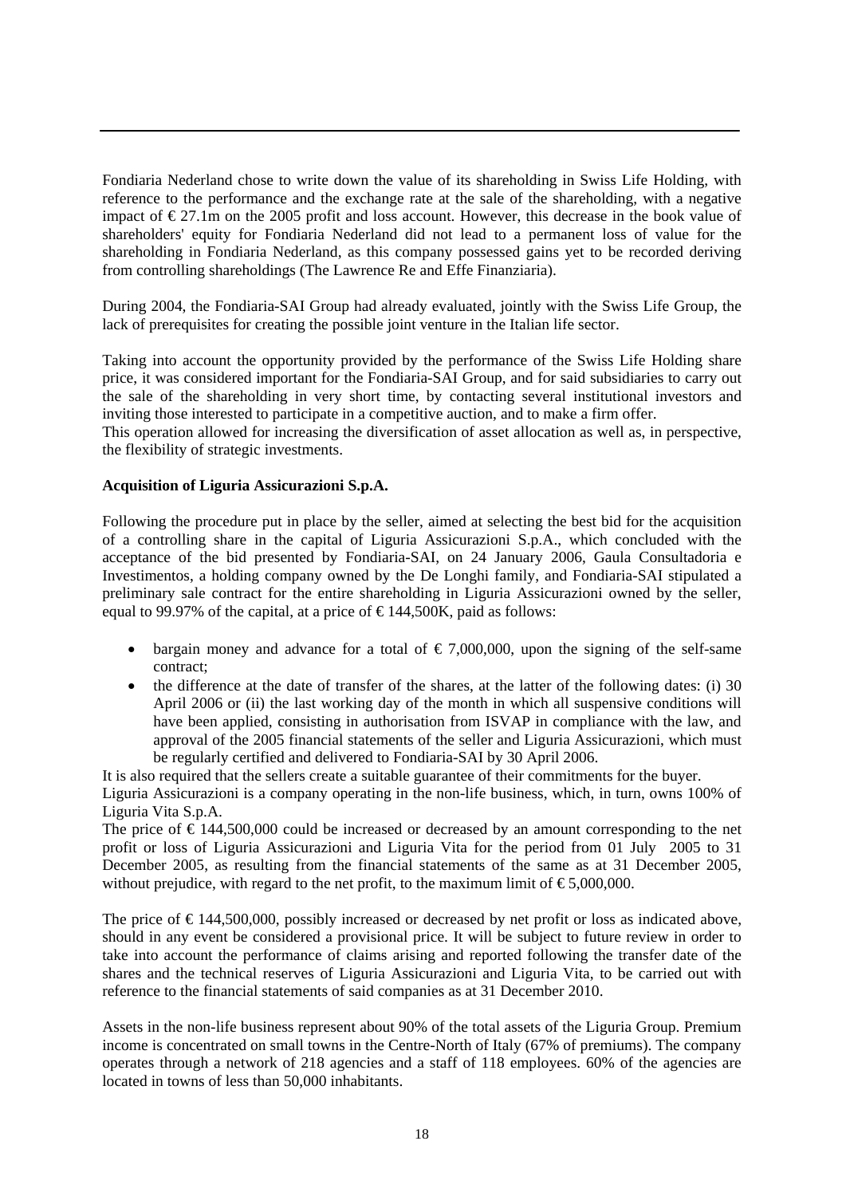Fondiaria Nederland chose to write down the value of its shareholding in Swiss Life Holding, with reference to the performance and the exchange rate at the sale of the shareholding, with a negative impact of € 27.1m on the 2005 profit and loss account. However, this decrease in the book value of shareholders' equity for Fondiaria Nederland did not lead to a permanent loss of value for the shareholding in Fondiaria Nederland, as this company possessed gains yet to be recorded deriving from controlling shareholdings (The Lawrence Re and Effe Finanziaria).

During 2004, the Fondiaria-SAI Group had already evaluated, jointly with the Swiss Life Group, the lack of prerequisites for creating the possible joint venture in the Italian life sector.

Taking into account the opportunity provided by the performance of the Swiss Life Holding share price, it was considered important for the Fondiaria-SAI Group, and for said subsidiaries to carry out the sale of the shareholding in very short time, by contacting several institutional investors and inviting those interested to participate in a competitive auction, and to make a firm offer.
This operation allowed for increasing the diversification of asset allocation as well as, in perspective, the flexibility of strategic investments.

**Acquisition of Liguria Assicurazioni S.p.A.**

Following the procedure put in place by the seller, aimed at selecting the best bid for the acquisition of a controlling share in the capital of Liguria Assicurazioni S.p.A., which concluded with the acceptance of the bid presented by Fondiaria-SAI, on 24 January 2006, Gaula Consultadoria e Investimentos, a holding company owned by the De Longhi family, and Fondiaria-SAI stipulated a preliminary sale contract for the entire shareholding in Liguria Assicurazioni owned by the seller, equal to 99.97% of the capital, at a price of € 144,500K, paid as follows:

- bargain money and advance for a total of € 7,000,000, upon the signing of the self-same contract;
- the difference at the date of transfer of the shares, at the latter of the following dates: (i) 30 April 2006 or (ii) the last working day of the month in which all suspensive conditions will have been applied, consisting in authorisation from ISVAP in compliance with the law, and approval of the 2005 financial statements of the seller and Liguria Assicurazioni, which must be regularly certified and delivered to Fondiaria-SAI by 30 April 2006.

It is also required that the sellers create a suitable guarantee of their commitments for the buyer.
Liguria Assicurazioni is a company operating in the non-life business, which, in turn, owns 100% of Liguria Vita S.p.A.
The price of € 144,500,000 could be increased or decreased by an amount corresponding to the net profit or loss of Liguria Assicurazioni and Liguria Vita for the period from 01 July 2005 to 31 December 2005, as resulting from the financial statements of the same as at 31 December 2005, without prejudice, with regard to the net profit, to the maximum limit of € 5,000,000.

The price of € 144,500,000, possibly increased or decreased by net profit or loss as indicated above, should in any event be considered a provisional price. It will be subject to future review in order to take into account the performance of claims arising and reported following the transfer date of the shares and the technical reserves of Liguria Assicurazioni and Liguria Vita, to be carried out with reference to the financial statements of said companies as at 31 December 2010.

Assets in the non-life business represent about 90% of the total assets of the Liguria Group. Premium income is concentrated on small towns in the Centre-North of Italy (67% of premiums). The company operates through a network of 218 agencies and a staff of 118 employees. 60% of the agencies are located in towns of less than 50,000 inhabitants.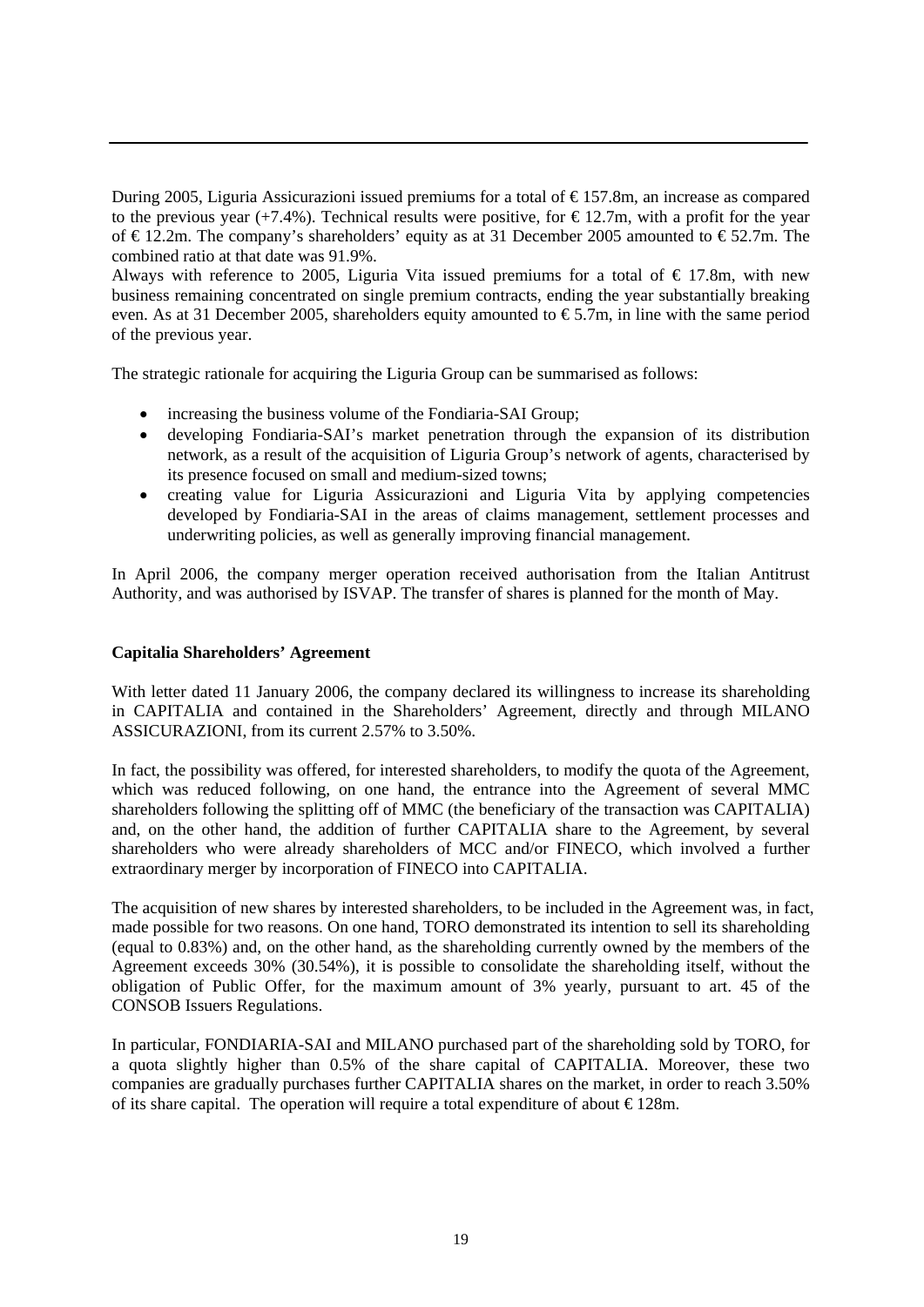During 2005, Liguria Assicurazioni issued premiums for a total of € 157.8m, an increase as compared to the previous year (+7.4%). Technical results were positive, for € 12.7m, with a profit for the year of € 12.2m. The company's shareholders' equity as at 31 December 2005 amounted to € 52.7m. The combined ratio at that date was 91.9%.

Always with reference to 2005, Liguria Vita issued premiums for a total of € 17.8m, with new business remaining concentrated on single premium contracts, ending the year substantially breaking even. As at 31 December 2005, shareholders equity amounted to € 5.7m, in line with the same period of the previous year.

The strategic rationale for acquiring the Liguria Group can be summarised as follows:

- increasing the business volume of the Fondiaria-SAI Group;
- developing Fondiaria-SAI's market penetration through the expansion of its distribution network, as a result of the acquisition of Liguria Group's network of agents, characterised by its presence focused on small and medium-sized towns;
- creating value for Liguria Assicurazioni and Liguria Vita by applying competencies developed by Fondiaria-SAI in the areas of claims management, settlement processes and underwriting policies, as well as generally improving financial management.

In April 2006, the company merger operation received authorisation from the Italian Antitrust Authority, and was authorised by ISVAP. The transfer of shares is planned for the month of May.

**Capitalia Shareholders' Agreement**

With letter dated 11 January 2006, the company declared its willingness to increase its shareholding in CAPITALIA and contained in the Shareholders' Agreement, directly and through MILANO ASSICURAZIONI, from its current 2.57% to 3.50%.

In fact, the possibility was offered, for interested shareholders, to modify the quota of the Agreement, which was reduced following, on one hand, the entrance into the Agreement of several MMC shareholders following the splitting off of MMC (the beneficiary of the transaction was CAPITALIA) and, on the other hand, the addition of further CAPITALIA share to the Agreement, by several shareholders who were already shareholders of MCC and/or FINECO, which involved a further extraordinary merger by incorporation of FINECO into CAPITALIA.

The acquisition of new shares by interested shareholders, to be included in the Agreement was, in fact, made possible for two reasons. On one hand, TORO demonstrated its intention to sell its shareholding (equal to 0.83%) and, on the other hand, as the shareholding currently owned by the members of the Agreement exceeds 30% (30.54%), it is possible to consolidate the shareholding itself, without the obligation of Public Offer, for the maximum amount of 3% yearly, pursuant to art. 45 of the CONSOB Issuers Regulations.

In particular, FONDIARIA-SAI and MILANO purchased part of the shareholding sold by TORO, for a quota slightly higher than 0.5% of the share capital of CAPITALIA. Moreover, these two companies are gradually purchases further CAPITALIA shares on the market, in order to reach 3.50% of its share capital. The operation will require a total expenditure of about € 128m.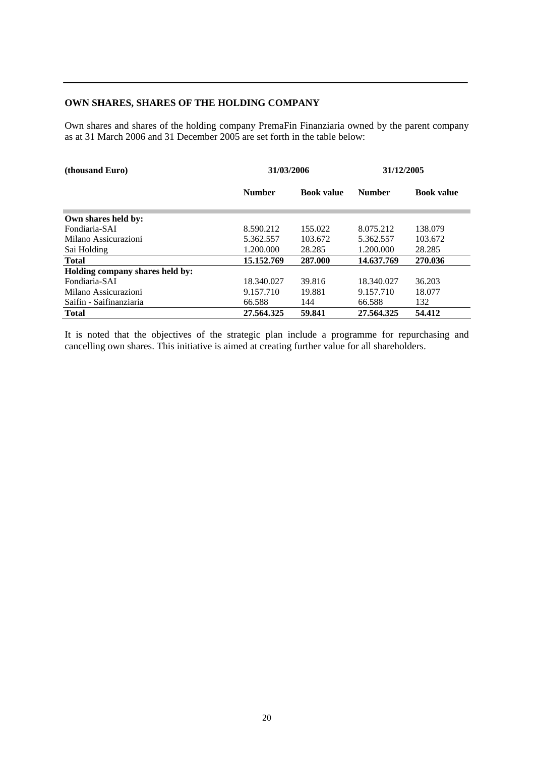## OWN SHARES, SHARES OF THE HOLDING COMPANY

Own shares and shares of the holding company PremaFin Finanziaria owned by the parent company as at 31 March 2006 and 31 December 2005 are set forth in the table below:

| (thousand Euro) | 31/03/2006 | | 31/12/2005 | |
|---|---|---|---|---|
| | **Number** | **Book value** | **Number** | **Book value** |
| **Own shares held by:** | | | | |
| Fondiaria-SAI | 8.590.212 | 155.022 | 8.075.212 | 138.079 |
| Milano Assicurazioni | 5.362.557 | 103.672 | 5.362.557 | 103.672 |
| Sai Holding | 1.200.000 | 28.285 | 1.200.000 | 28.285 |
| **Total** | **15.152.769** | **287.000** | **14.637.769** | **270.036** |
| **Holding company shares held by:** | | | | |
| Fondiaria-SAI | 18.340.027 | 39.816 | 18.340.027 | 36.203 |
| Milano Assicurazioni | 9.157.710 | 19.881 | 9.157.710 | 18.077 |
| Saifin - Saifinanziaria | 66.588 | 144 | 66.588 | 132 |
| **Total** | **27.564.325** | **59.841** | **27.564.325** | **54.412** |

It is noted that the objectives of the strategic plan include a programme for repurchasing and cancelling own shares. This initiative is aimed at creating further value for all shareholders.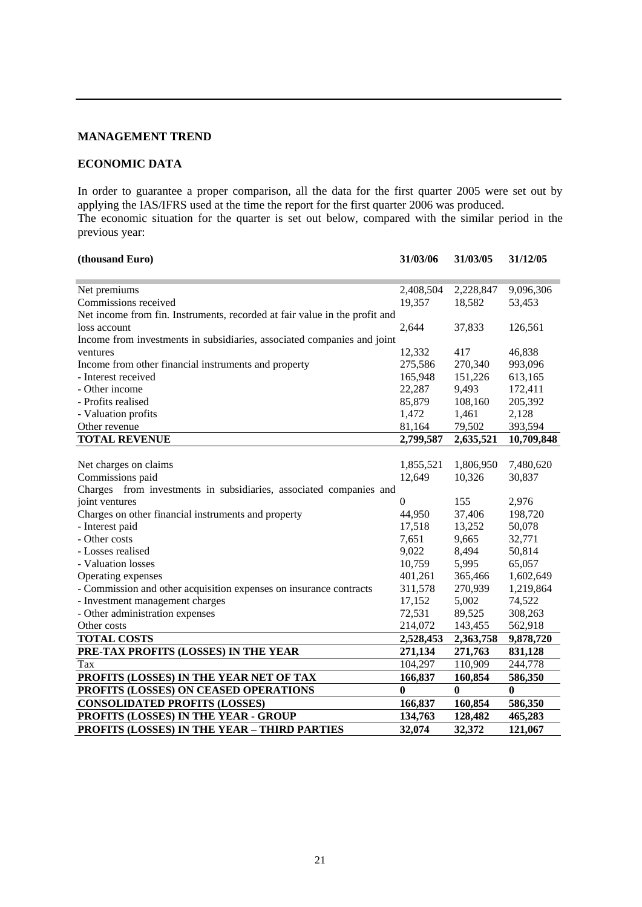## MANAGEMENT TREND

### ECONOMIC DATA

In order to guarantee a proper comparison, all the data for the first quarter 2005 were set out by applying the IAS/IFRS used at the time the report for the first quarter 2006 was produced.
The economic situation for the quarter is set out below, compared with the similar period in the previous year:

| (thousand Euro) | 31/03/06 | 31/03/05 | 31/12/05 |
|---|---|---|---|
| Net premiums | 2,408,504 | 2,228,847 | 9,096,306 |
| Commissions received | 19,357 | 18,582 | 53,453 |
| Net income from fin. Instruments, recorded at fair value in the profit and loss account | 2,644 | 37,833 | 126,561 |
| Income from investments in subsidiaries, associated companies and joint ventures | 12,332 | 417 | 46,838 |
| Income from other financial instruments and property | 275,586 | 270,340 | 993,096 |
| - Interest received | 165,948 | 151,226 | 613,165 |
| - Other income | 22,287 | 9,493 | 172,411 |
| - Profits realised | 85,879 | 108,160 | 205,392 |
| - Valuation profits | 1,472 | 1,461 | 2,128 |
| Other revenue | 81,164 | 79,502 | 393,594 |
| **TOTAL REVENUE** | **2,799,587** | **2,635,521** | **10,709,848** |
| Net charges on claims | 1,855,521 | 1,806,950 | 7,480,620 |
| Commissions paid | 12,649 | 10,326 | 30,837 |
| Charges from investments in subsidiaries, associated companies and joint ventures | 0 | 155 | 2,976 |
| Charges on other financial instruments and property | 44,950 | 37,406 | 198,720 |
| - Interest paid | 17,518 | 13,252 | 50,078 |
| - Other costs | 7,651 | 9,665 | 32,771 |
| - Losses realised | 9,022 | 8,494 | 50,814 |
| - Valuation losses | 10,759 | 5,995 | 65,057 |
| Operating expenses | 401,261 | 365,466 | 1,602,649 |
| - Commission and other acquisition expenses on insurance contracts | 311,578 | 270,939 | 1,219,864 |
| - Investment management charges | 17,152 | 5,002 | 74,522 |
| - Other administration expenses | 72,531 | 89,525 | 308,263 |
| Other costs | 214,072 | 143,455 | 562,918 |
| **TOTAL COSTS** | **2,528,453** | **2,363,758** | **9,878,720** |
| **PRE-TAX PROFITS (LOSSES) IN THE YEAR** | **271,134** | **271,763** | **831,128** |
| Tax | 104,297 | 110,909 | 244,778 |
| **PROFITS (LOSSES) IN THE YEAR NET OF TAX** | **166,837** | **160,854** | **586,350** |
| **PROFITS (LOSSES) ON CEASED OPERATIONS** | **0** | **0** | **0** |
| **CONSOLIDATED PROFITS (LOSSES)** | **166,837** | **160,854** | **586,350** |
| **PROFITS (LOSSES) IN THE YEAR - GROUP** | **134,763** | **128,482** | **465,283** |
| **PROFITS (LOSSES) IN THE YEAR – THIRD PARTIES** | **32,074** | **32,372** | **121,067** |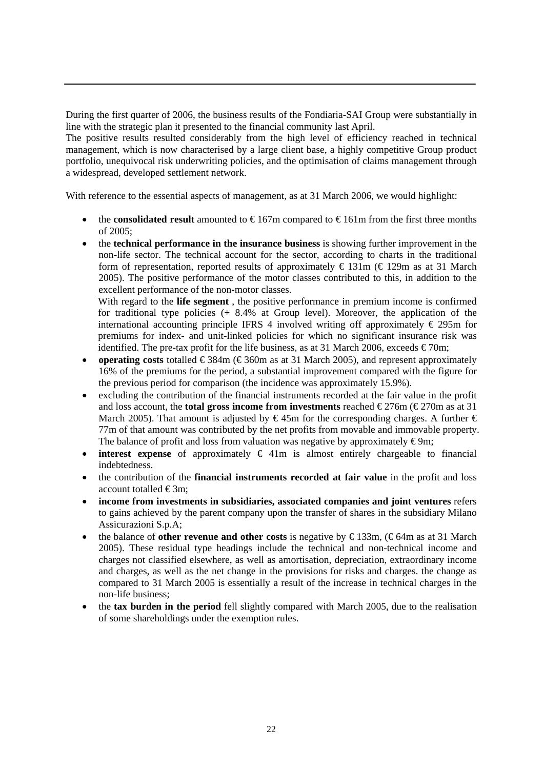During the first quarter of 2006, the business results of the Fondiaria-SAI Group were substantially in line with the strategic plan it presented to the financial community last April.
The positive results resulted considerably from the high level of efficiency reached in technical management, which is now characterised by a large client base, a highly competitive Group product portfolio, unequivocal risk underwriting policies, and the optimisation of claims management through a widespread, developed settlement network.

With reference to the essential aspects of management, as at 31 March 2006, we would highlight:

- the **consolidated result** amounted to € 167m compared to € 161m from the first three months of 2005;
- the **technical performance in the insurance business** is showing further improvement in the non-life sector. The technical account for the sector, according to charts in the traditional form of representation, reported results of approximately € 131m (€ 129m as at 31 March 2005). The positive performance of the motor classes contributed to this, in addition to the excellent performance of the non-motor classes.
  With regard to the **life segment** , the positive performance in premium income is confirmed for traditional type policies (+ 8.4% at Group level). Moreover, the application of the international accounting principle IFRS 4 involved writing off approximately € 295m for premiums for index- and unit-linked policies for which no significant insurance risk was identified. The pre-tax profit for the life business, as at 31 March 2006, exceeds € 70m;
- **operating costs** totalled € 384m (€ 360m as at 31 March 2005), and represent approximately 16% of the premiums for the period, a substantial improvement compared with the figure for the previous period for comparison (the incidence was approximately 15.9%).
- excluding the contribution of the financial instruments recorded at the fair value in the profit and loss account, the **total gross income from investments** reached € 276m (€ 270m as at 31 March 2005). That amount is adjusted by € 45m for the corresponding charges. A further € 77m of that amount was contributed by the net profits from movable and immovable property. The balance of profit and loss from valuation was negative by approximately € 9m;
- **interest expense** of approximately € 41m is almost entirely chargeable to financial indebtedness.
- the contribution of the **financial instruments recorded at fair value** in the profit and loss account totalled € 3m;
- **income from investments in subsidiaries, associated companies and joint ventures** refers to gains achieved by the parent company upon the transfer of shares in the subsidiary Milano Assicurazioni S.p.A;
- the balance of **other revenue and other costs** is negative by € 133m, (€ 64m as at 31 March 2005). These residual type headings include the technical and non-technical income and charges not classified elsewhere, as well as amortisation, depreciation, extraordinary income and charges, as well as the net change in the provisions for risks and charges. the change as compared to 31 March 2005 is essentially a result of the increase in technical charges in the non-life business;
- the **tax burden in the period** fell slightly compared with March 2005, due to the realisation of some shareholdings under the exemption rules.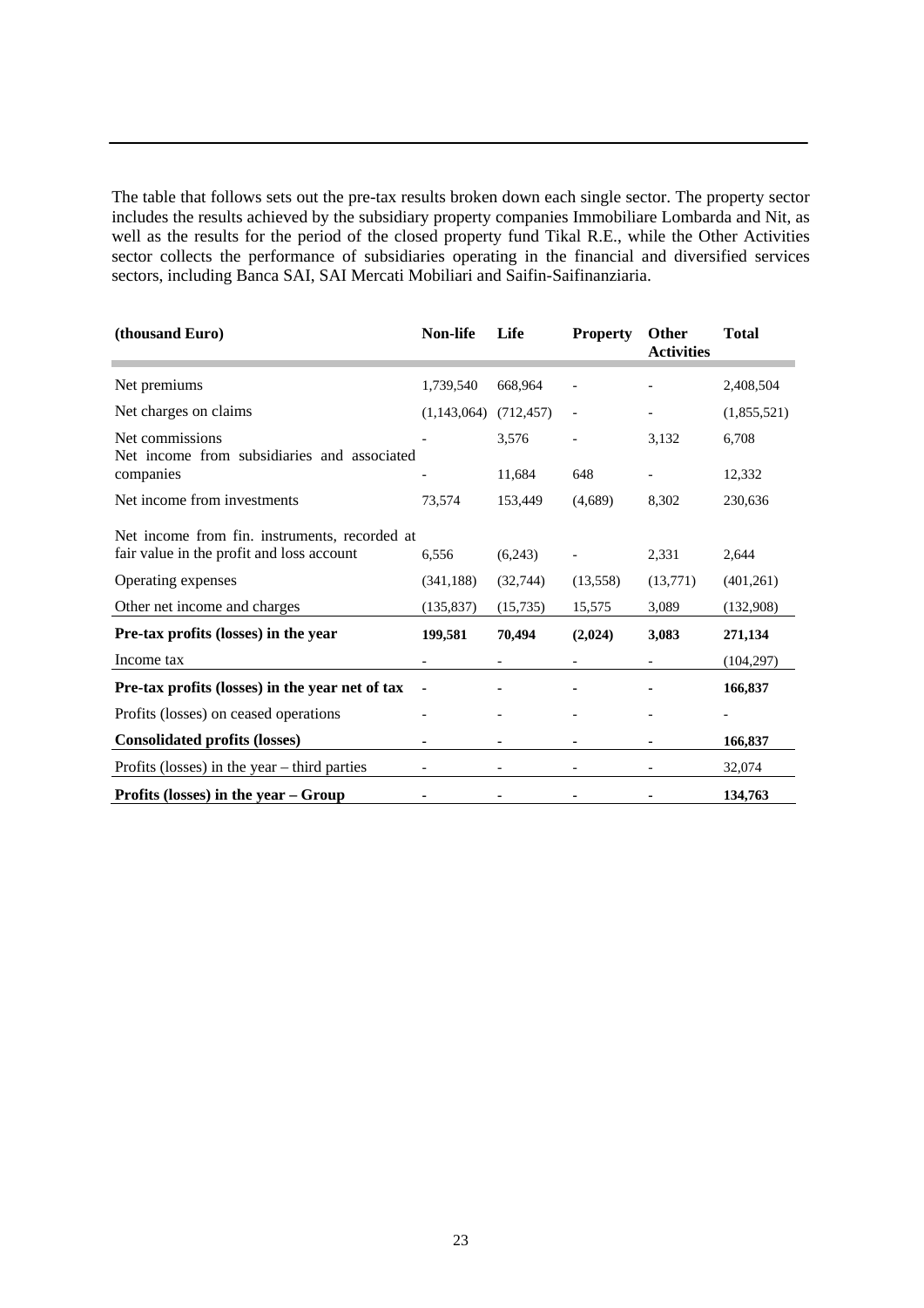The table that follows sets out the pre-tax results broken down each single sector. The property sector includes the results achieved by the subsidiary property companies Immobiliare Lombarda and Nit, as well as the results for the period of the closed property fund Tikal R.E., while the Other Activities sector collects the performance of subsidiaries operating in the financial and diversified services sectors, including Banca SAI, SAI Mercati Mobiliari and Saifin-Saifinanziaria.

| (thousand Euro) | Non-life | Life | Property | Other Activities | Total |
|---|---|---|---|---|---|
| Net premiums | 1,739,540 | 668,964 | - | - | 2,408,504 |
| Net charges on claims | (1,143,064) | (712,457) | - | - | (1,855,521) |
| Net commissions | - | 3,576 | - | 3,132 | 6,708 |
| Net income from subsidiaries and associated companies | - | 11,684 | 648 | - | 12,332 |
| Net income from investments | 73,574 | 153,449 | (4,689) | 8,302 | 230,636 |
| Net income from fin. instruments, recorded at fair value in the profit and loss account | 6,556 | (6,243) | - | 2,331 | 2,644 |
| Operating expenses | (341,188) | (32,744) | (13,558) | (13,771) | (401,261) |
| Other net income and charges | (135,837) | (15,735) | 15,575 | 3,089 | (132,908) |
| **Pre-tax profits (losses) in the year** | **199,581** | **70,494** | **(2,024)** | **3,083** | **271,134** |
| Income tax | - | - | - | - | (104,297) |
| **Pre-tax profits (losses) in the year net of tax** | **-** | **-** | **-** | **-** | **166,837** |
| Profits (losses) on ceased operations | - | - | - | - | - |
| **Consolidated profits (losses)** | **-** | **-** | **-** | **-** | **166,837** |
| Profits (losses) in the year – third parties | - | - | - | - | 32,074 |
| **Profits (losses) in the year – Group** | **-** | **-** | **-** | **-** | **134,763** |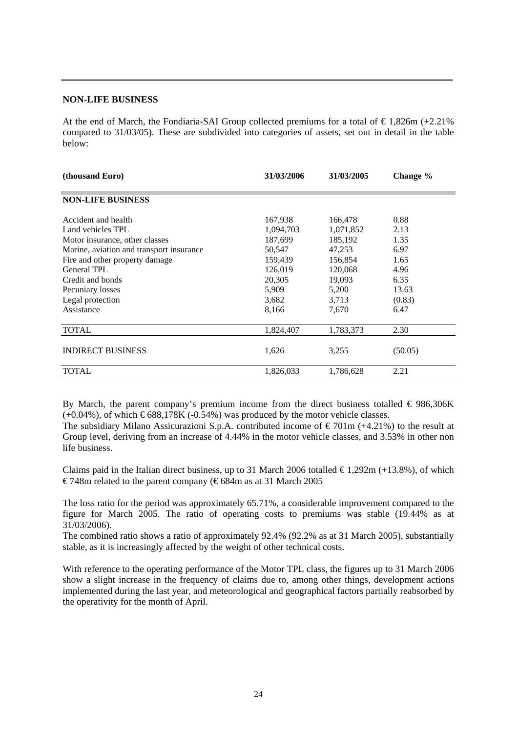## NON-LIFE BUSINESS

At the end of March, the Fondiaria-SAI Group collected premiums for a total of € 1,826m (+2.21% compared to 31/03/05). These are subdivided into categories of assets, set out in detail in the table below:

| (thousand Euro) | 31/03/2006 | 31/03/2005 | Change % |
|---|---|---|---|
| **NON-LIFE BUSINESS** | | | |
| Accident and health | 167,938 | 166,478 | 0.88 |
| Land vehicles TPL | 1,094,703 | 1,071,852 | 2.13 |
| Motor insurance, other classes | 187,699 | 185,192 | 1.35 |
| Marine, aviation and transport insurance | 50,547 | 47,253 | 6.97 |
| Fire and other property damage | 159,439 | 156,854 | 1.65 |
| General TPL | 126,019 | 120,068 | 4.96 |
| Credit and bonds | 20,305 | 19,093 | 6.35 |
| Pecuniary losses | 5,909 | 5,200 | 13.63 |
| Legal protection | 3,682 | 3,713 | (0.83) |
| Assistance | 8,166 | 7,670 | 6.47 |
| TOTAL | 1,824,407 | 1,783,373 | 2.30 |
| INDIRECT BUSINESS | 1,626 | 3,255 | (50.05) |
| TOTAL | 1,826,033 | 1,786,628 | 2.21 |

By March, the parent company's premium income from the direct business totalled € 986,306K (+0.04%), of which € 688,178K (-0.54%) was produced by the motor vehicle classes.
The subsidiary Milano Assicurazioni S.p.A. contributed income of € 701m (+4.21%) to the result at Group level, deriving from an increase of 4.44% in the motor vehicle classes, and 3.53% in other non life business.

Claims paid in the Italian direct business, up to 31 March 2006 totalled € 1,292m (+13.8%), of which € 748m related to the parent company (€ 684m as at 31 March 2005

The loss ratio for the period was approximately 65.71%, a considerable improvement compared to the figure for March 2005. The ratio of operating costs to premiums was stable (19.44% as at 31/03/2006).
The combined ratio shows a ratio of approximately 92.4% (92.2% as at 31 March 2005), substantially stable, as it is increasingly affected by the weight of other technical costs.

With reference to the operating performance of the Motor TPL class, the figures up to 31 March 2006 show a slight increase in the frequency of claims due to, among other things, development actions implemented during the last year, and meteorological and geographical factors partially reabsorbed by the operativity for the month of April.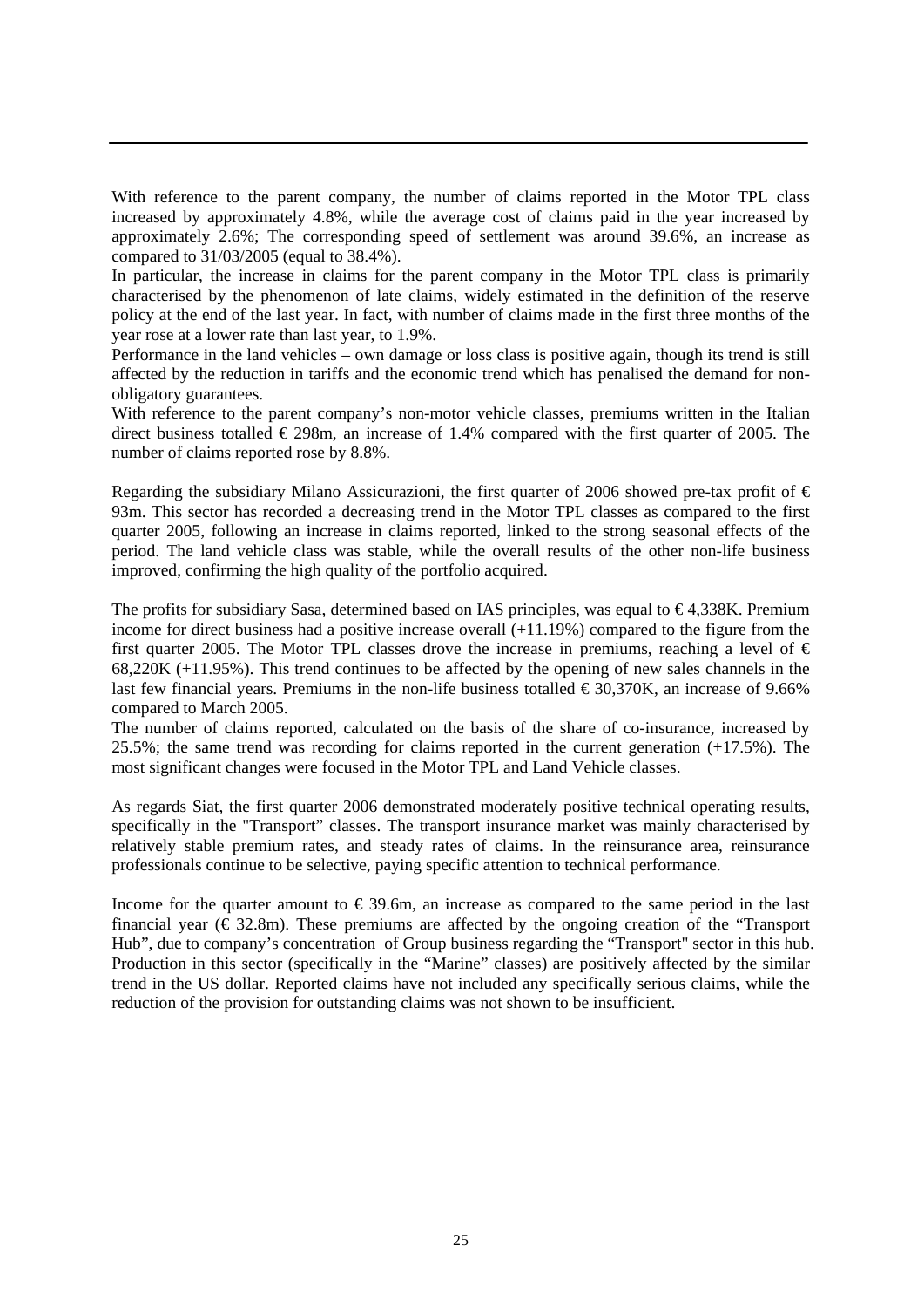With reference to the parent company, the number of claims reported in the Motor TPL class increased by approximately 4.8%, while the average cost of claims paid in the year increased by approximately 2.6%; The corresponding speed of settlement was around 39.6%, an increase as compared to 31/03/2005 (equal to 38.4%).

In particular, the increase in claims for the parent company in the Motor TPL class is primarily characterised by the phenomenon of late claims, widely estimated in the definition of the reserve policy at the end of the last year. In fact, with number of claims made in the first three months of the year rose at a lower rate than last year, to 1.9%.

Performance in the land vehicles – own damage or loss class is positive again, though its trend is still affected by the reduction in tariffs and the economic trend which has penalised the demand for non-obligatory guarantees.

With reference to the parent company's non-motor vehicle classes, premiums written in the Italian direct business totalled € 298m, an increase of 1.4% compared with the first quarter of 2005. The number of claims reported rose by 8.8%.

Regarding the subsidiary Milano Assicurazioni, the first quarter of 2006 showed pre-tax profit of € 93m. This sector has recorded a decreasing trend in the Motor TPL classes as compared to the first quarter 2005, following an increase in claims reported, linked to the strong seasonal effects of the period. The land vehicle class was stable, while the overall results of the other non-life business improved, confirming the high quality of the portfolio acquired.

The profits for subsidiary Sasa, determined based on IAS principles, was equal to € 4,338K. Premium income for direct business had a positive increase overall (+11.19%) compared to the figure from the first quarter 2005. The Motor TPL classes drove the increase in premiums, reaching a level of € 68,220K (+11.95%). This trend continues to be affected by the opening of new sales channels in the last few financial years. Premiums in the non-life business totalled € 30,370K, an increase of 9.66% compared to March 2005.

The number of claims reported, calculated on the basis of the share of co-insurance, increased by 25.5%; the same trend was recording for claims reported in the current generation (+17.5%). The most significant changes were focused in the Motor TPL and Land Vehicle classes.

As regards Siat, the first quarter 2006 demonstrated moderately positive technical operating results, specifically in the "Transport" classes. The transport insurance market was mainly characterised by relatively stable premium rates, and steady rates of claims. In the reinsurance area, reinsurance professionals continue to be selective, paying specific attention to technical performance.

Income for the quarter amount to € 39.6m, an increase as compared to the same period in the last financial year (€ 32.8m). These premiums are affected by the ongoing creation of the "Transport Hub", due to company's concentration of Group business regarding the "Transport" sector in this hub. Production in this sector (specifically in the "Marine" classes) are positively affected by the similar trend in the US dollar. Reported claims have not included any specifically serious claims, while the reduction of the provision for outstanding claims was not shown to be insufficient.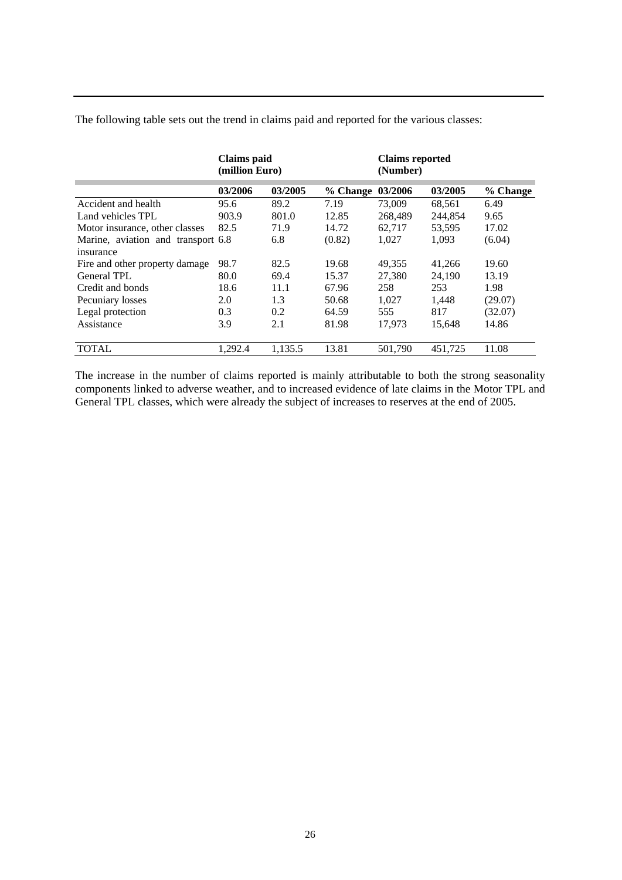The following table sets out the trend in claims paid and reported for the various classes:

| | Claims paid (million Euro) | | | Claims reported (Number) | | |
|---|---|---|---|---|---|---|
| | 03/2006 | 03/2005 | % Change | 03/2006 | 03/2005 | % Change |
| Accident and health | 95.6 | 89.2 | 7.19 | 73,009 | 68,561 | 6.49 |
| Land vehicles TPL | 903.9 | 801.0 | 12.85 | 268,489 | 244,854 | 9.65 |
| Motor insurance, other classes | 82.5 | 71.9 | 14.72 | 62,717 | 53,595 | 17.02 |
| Marine, aviation and transport insurance | 6.8 | 6.8 | (0.82) | 1,027 | 1,093 | (6.04) |
| Fire and other property damage | 98.7 | 82.5 | 19.68 | 49,355 | 41,266 | 19.60 |
| General TPL | 80.0 | 69.4 | 15.37 | 27,380 | 24,190 | 13.19 |
| Credit and bonds | 18.6 | 11.1 | 67.96 | 258 | 253 | 1.98 |
| Pecuniary losses | 2.0 | 1.3 | 50.68 | 1,027 | 1,448 | (29.07) |
| Legal protection | 0.3 | 0.2 | 64.59 | 555 | 817 | (32.07) |
| Assistance | 3.9 | 2.1 | 81.98 | 17,973 | 15,648 | 14.86 |
| TOTAL | 1,292.4 | 1,135.5 | 13.81 | 501,790 | 451,725 | 11.08 |

The increase in the number of claims reported is mainly attributable to both the strong seasonality components linked to adverse weather, and to increased evidence of late claims in the Motor TPL and General TPL classes, which were already the subject of increases to reserves at the end of 2005.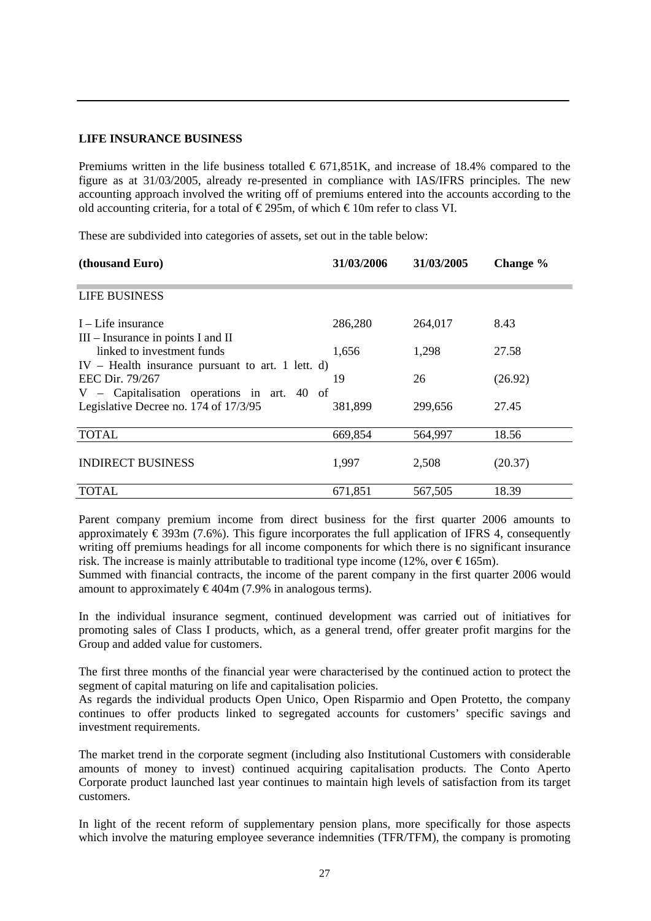**LIFE INSURANCE BUSINESS**

Premiums written in the life business totalled € 671,851K, and increase of 18.4% compared to the figure as at 31/03/2005, already re-presented in compliance with IAS/IFRS principles. The new accounting approach involved the writing off of premiums entered into the accounts according to the old accounting criteria, for a total of € 295m, of which € 10m refer to class VI.

These are subdivided into categories of assets, set out in the table below:

| (thousand Euro) | 31/03/2006 | 31/03/2005 | Change % |
|---|---|---|---|
| LIFE BUSINESS | | | |
| I – Life insurance | 286,280 | 264,017 | 8.43 |
| III – Insurance in points I and II linked to investment funds | 1,656 | 1,298 | 27.58 |
| IV – Health insurance pursuant to art. 1 lett. d) EEC Dir. 79/267 | 19 | 26 | (26.92) |
| V – Capitalisation operations in art. 40 of Legislative Decree no. 174 of 17/3/95 | 381,899 | 299,656 | 27.45 |
| TOTAL | 669,854 | 564,997 | 18.56 |
| INDIRECT BUSINESS | 1,997 | 2,508 | (20.37) |
| TOTAL | 671,851 | 567,505 | 18.39 |

Parent company premium income from direct business for the first quarter 2006 amounts to approximately € 393m (7.6%). This figure incorporates the full application of IFRS 4, consequently writing off premiums headings for all income components for which there is no significant insurance risk. The increase is mainly attributable to traditional type income (12%, over € 165m).
Summed with financial contracts, the income of the parent company in the first quarter 2006 would amount to approximately € 404m (7.9% in analogous terms).

In the individual insurance segment, continued development was carried out of initiatives for promoting sales of Class I products, which, as a general trend, offer greater profit margins for the Group and added value for customers.

The first three months of the financial year were characterised by the continued action to protect the segment of capital maturing on life and capitalisation policies.
As regards the individual products Open Unico, Open Risparmio and Open Protetto, the company continues to offer products linked to segregated accounts for customers' specific savings and investment requirements.

The market trend in the corporate segment (including also Institutional Customers with considerable amounts of money to invest) continued acquiring capitalisation products. The Conto Aperto Corporate product launched last year continues to maintain high levels of satisfaction from its target customers.

In light of the recent reform of supplementary pension plans, more specifically for those aspects which involve the maturing employee severance indemnities (TFR/TFM), the company is promoting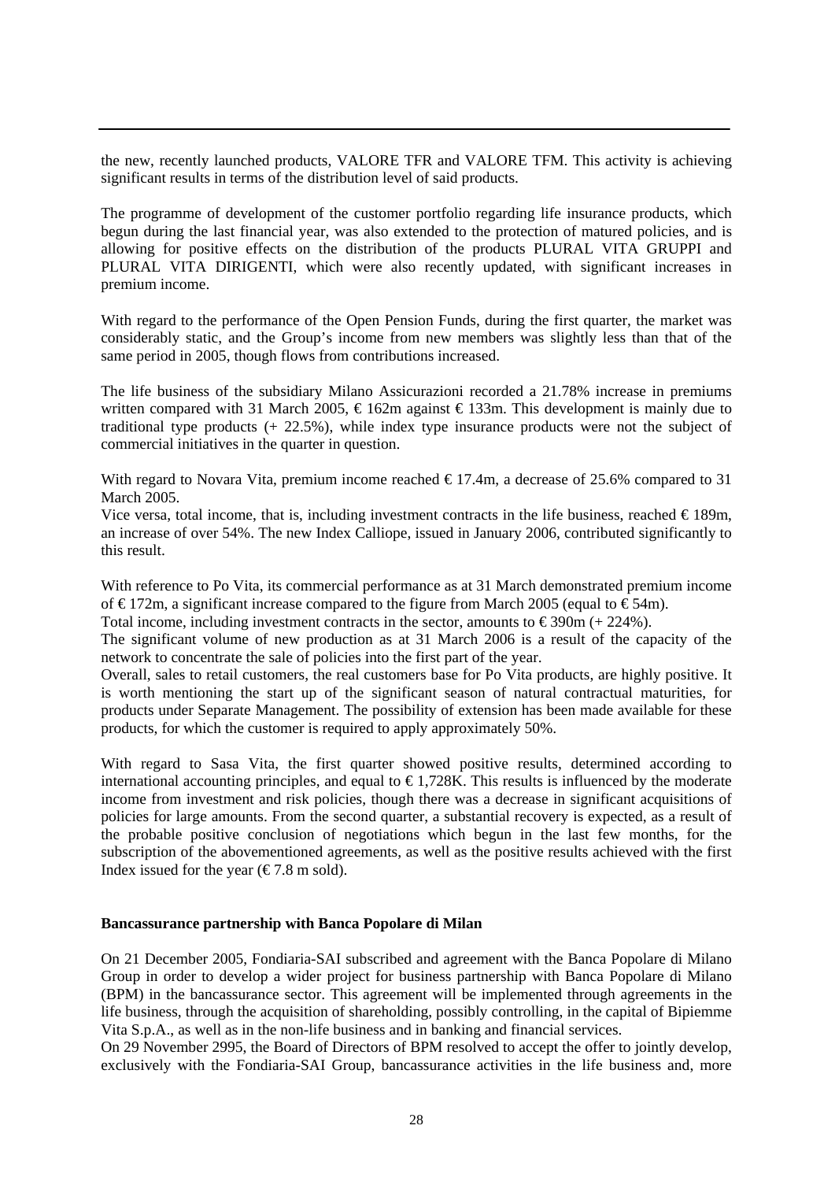the new, recently launched products, VALORE TFR and VALORE TFM. This activity is achieving significant results in terms of the distribution level of said products.

The programme of development of the customer portfolio regarding life insurance products, which begun during the last financial year, was also extended to the protection of matured policies, and is allowing for positive effects on the distribution of the products PLURAL VITA GRUPPI and PLURAL VITA DIRIGENTI, which were also recently updated, with significant increases in premium income.

With regard to the performance of the Open Pension Funds, during the first quarter, the market was considerably static, and the Group's income from new members was slightly less than that of the same period in 2005, though flows from contributions increased.

The life business of the subsidiary Milano Assicurazioni recorded a 21.78% increase in premiums written compared with 31 March 2005, € 162m against € 133m. This development is mainly due to traditional type products (+ 22.5%), while index type insurance products were not the subject of commercial initiatives in the quarter in question.

With regard to Novara Vita, premium income reached € 17.4m, a decrease of 25.6% compared to 31 March 2005.
Vice versa, total income, that is, including investment contracts in the life business, reached € 189m, an increase of over 54%. The new Index Calliope, issued in January 2006, contributed significantly to this result.

With reference to Po Vita, its commercial performance as at 31 March demonstrated premium income of € 172m, a significant increase compared to the figure from March 2005 (equal to € 54m).
Total income, including investment contracts in the sector, amounts to € 390m (+ 224%).
The significant volume of new production as at 31 March 2006 is a result of the capacity of the network to concentrate the sale of policies into the first part of the year.
Overall, sales to retail customers, the real customers base for Po Vita products, are highly positive. It is worth mentioning the start up of the significant season of natural contractual maturities, for products under Separate Management. The possibility of extension has been made available for these products, for which the customer is required to apply approximately 50%.

With regard to Sasa Vita, the first quarter showed positive results, determined according to international accounting principles, and equal to € 1,728K. This results is influenced by the moderate income from investment and risk policies, though there was a decrease in significant acquisitions of policies for large amounts. From the second quarter, a substantial recovery is expected, as a result of the probable positive conclusion of negotiations which begun in the last few months, for the subscription of the abovementioned agreements, as well as the positive results achieved with the first Index issued for the year (€ 7.8 m sold).

**Bancassurance partnership with Banca Popolare di Milan**

On 21 December 2005, Fondiaria-SAI subscribed and agreement with the Banca Popolare di Milano Group in order to develop a wider project for business partnership with Banca Popolare di Milano (BPM) in the bancassurance sector. This agreement will be implemented through agreements in the life business, through the acquisition of shareholding, possibly controlling, in the capital of Bipiemme Vita S.p.A., as well as in the non-life business and in banking and financial services.
On 29 November 2995, the Board of Directors of BPM resolved to accept the offer to jointly develop, exclusively with the Fondiaria-SAI Group, bancassurance activities in the life business and, more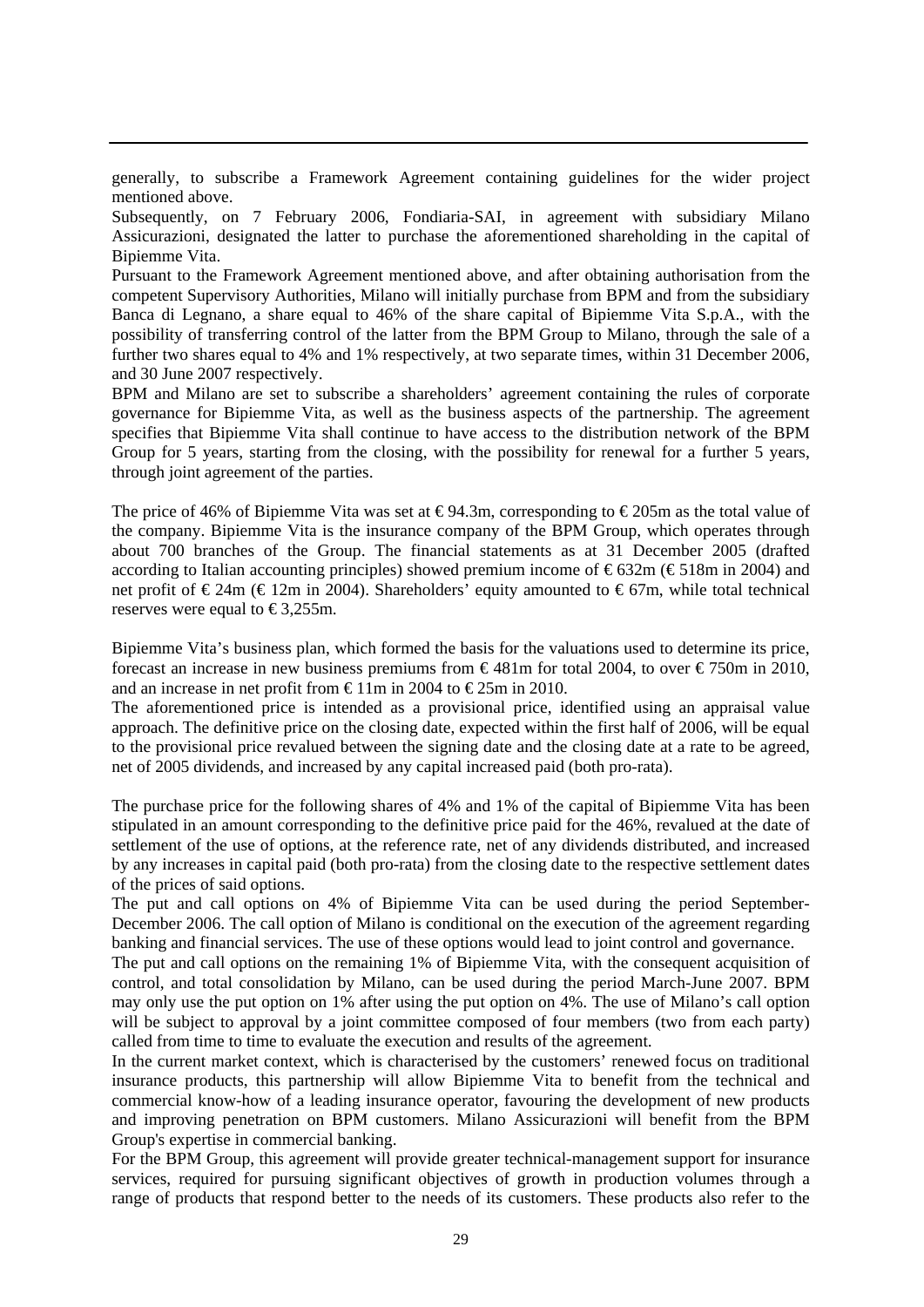generally, to subscribe a Framework Agreement containing guidelines for the wider project mentioned above.

Subsequently, on 7 February 2006, Fondiaria-SAI, in agreement with subsidiary Milano Assicurazioni, designated the latter to purchase the aforementioned shareholding in the capital of Bipiemme Vita.

Pursuant to the Framework Agreement mentioned above, and after obtaining authorisation from the competent Supervisory Authorities, Milano will initially purchase from BPM and from the subsidiary Banca di Legnano, a share equal to 46% of the share capital of Bipiemme Vita S.p.A., with the possibility of transferring control of the latter from the BPM Group to Milano, through the sale of a further two shares equal to 4% and 1% respectively, at two separate times, within 31 December 2006, and 30 June 2007 respectively.

BPM and Milano are set to subscribe a shareholders' agreement containing the rules of corporate governance for Bipiemme Vita, as well as the business aspects of the partnership. The agreement specifies that Bipiemme Vita shall continue to have access to the distribution network of the BPM Group for 5 years, starting from the closing, with the possibility for renewal for a further 5 years, through joint agreement of the parties.

The price of 46% of Bipiemme Vita was set at € 94.3m, corresponding to € 205m as the total value of the company. Bipiemme Vita is the insurance company of the BPM Group, which operates through about 700 branches of the Group. The financial statements as at 31 December 2005 (drafted according to Italian accounting principles) showed premium income of € 632m (€ 518m in 2004) and net profit of € 24m (€ 12m in 2004). Shareholders' equity amounted to € 67m, while total technical reserves were equal to € 3,255m.

Bipiemme Vita's business plan, which formed the basis for the valuations used to determine its price, forecast an increase in new business premiums from € 481m for total 2004, to over € 750m in 2010, and an increase in net profit from € 11m in 2004 to € 25m in 2010.

The aforementioned price is intended as a provisional price, identified using an appraisal value approach. The definitive price on the closing date, expected within the first half of 2006, will be equal to the provisional price revalued between the signing date and the closing date at a rate to be agreed, net of 2005 dividends, and increased by any capital increased paid (both pro-rata).

The purchase price for the following shares of 4% and 1% of the capital of Bipiemme Vita has been stipulated in an amount corresponding to the definitive price paid for the 46%, revalued at the date of settlement of the use of options, at the reference rate, net of any dividends distributed, and increased by any increases in capital paid (both pro-rata) from the closing date to the respective settlement dates of the prices of said options.

The put and call options on 4% of Bipiemme Vita can be used during the period September-December 2006. The call option of Milano is conditional on the execution of the agreement regarding banking and financial services. The use of these options would lead to joint control and governance.

The put and call options on the remaining 1% of Bipiemme Vita, with the consequent acquisition of control, and total consolidation by Milano, can be used during the period March-June 2007. BPM may only use the put option on 1% after using the put option on 4%. The use of Milano's call option will be subject to approval by a joint committee composed of four members (two from each party) called from time to time to evaluate the execution and results of the agreement.

In the current market context, which is characterised by the customers' renewed focus on traditional insurance products, this partnership will allow Bipiemme Vita to benefit from the technical and commercial know-how of a leading insurance operator, favouring the development of new products and improving penetration on BPM customers. Milano Assicurazioni will benefit from the BPM Group's expertise in commercial banking.

For the BPM Group, this agreement will provide greater technical-management support for insurance services, required for pursuing significant objectives of growth in production volumes through a range of products that respond better to the needs of its customers. These products also refer to the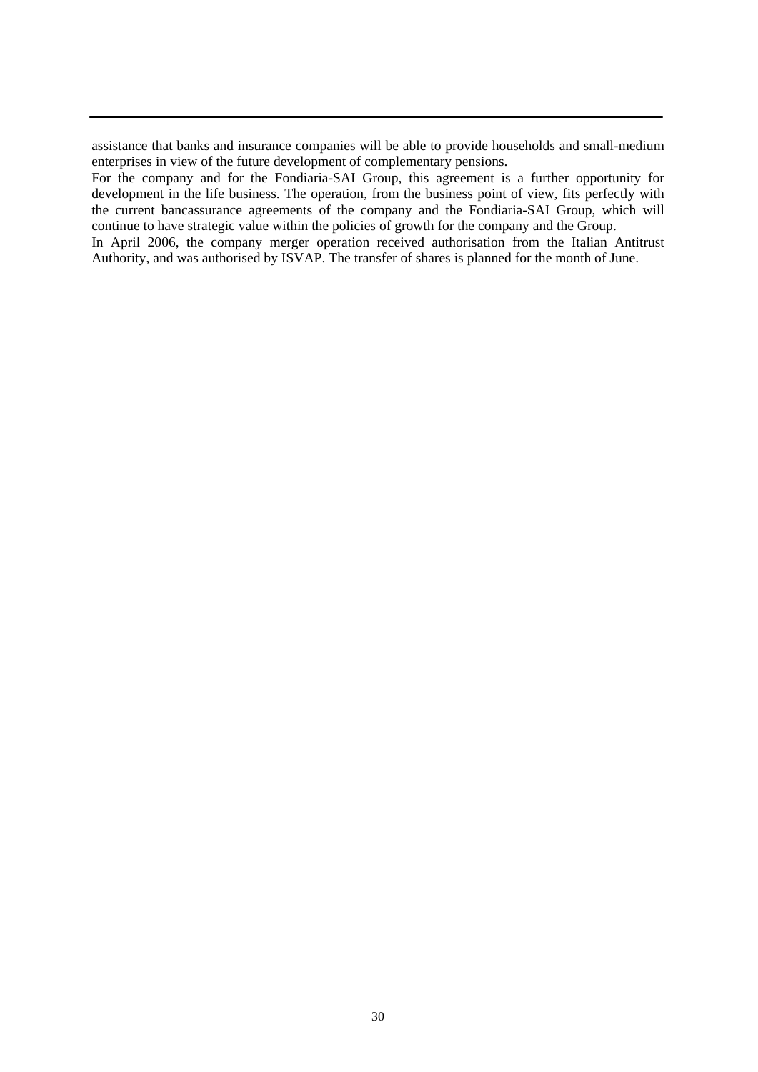assistance that banks and insurance companies will be able to provide households and small-medium enterprises in view of the future development of complementary pensions.

For the company and for the Fondiaria-SAI Group, this agreement is a further opportunity for development in the life business. The operation, from the business point of view, fits perfectly with the current bancassurance agreements of the company and the Fondiaria-SAI Group, which will continue to have strategic value within the policies of growth for the company and the Group.

In April 2006, the company merger operation received authorisation from the Italian Antitrust Authority, and was authorised by ISVAP. The transfer of shares is planned for the month of June.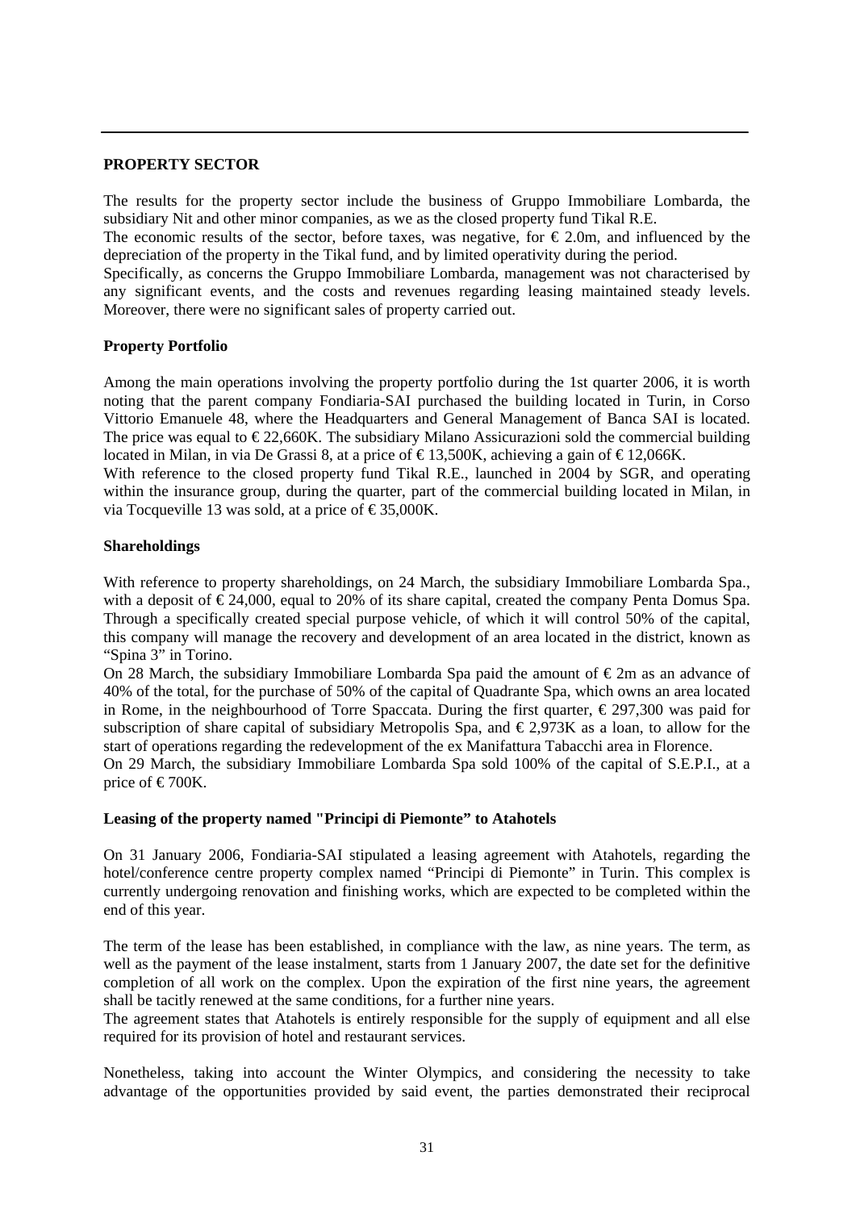## PROPERTY SECTOR

The results for the property sector include the business of Gruppo Immobiliare Lombarda, the subsidiary Nit and other minor companies, as we as the closed property fund Tikal R.E.

The economic results of the sector, before taxes, was negative, for € 2.0m, and influenced by the depreciation of the property in the Tikal fund, and by limited operativity during the period.

Specifically, as concerns the Gruppo Immobiliare Lombarda, management was not characterised by any significant events, and the costs and revenues regarding leasing maintained steady levels. Moreover, there were no significant sales of property carried out.

### Property Portfolio

Among the main operations involving the property portfolio during the 1st quarter 2006, it is worth noting that the parent company Fondiaria-SAI purchased the building located in Turin, in Corso Vittorio Emanuele 48, where the Headquarters and General Management of Banca SAI is located. The price was equal to € 22,660K. The subsidiary Milano Assicurazioni sold the commercial building located in Milan, in via De Grassi 8, at a price of € 13,500K, achieving a gain of € 12,066K.

With reference to the closed property fund Tikal R.E., launched in 2004 by SGR, and operating within the insurance group, during the quarter, part of the commercial building located in Milan, in via Tocqueville 13 was sold, at a price of € 35,000K.

### Shareholdings

With reference to property shareholdings, on 24 March, the subsidiary Immobiliare Lombarda Spa., with a deposit of € 24,000, equal to 20% of its share capital, created the company Penta Domus Spa. Through a specifically created special purpose vehicle, of which it will control 50% of the capital, this company will manage the recovery and development of an area located in the district, known as "Spina 3" in Torino.

On 28 March, the subsidiary Immobiliare Lombarda Spa paid the amount of € 2m as an advance of 40% of the total, for the purchase of 50% of the capital of Quadrante Spa, which owns an area located in Rome, in the neighbourhood of Torre Spaccata. During the first quarter, € 297,300 was paid for subscription of share capital of subsidiary Metropolis Spa, and € 2,973K as a loan, to allow for the start of operations regarding the redevelopment of the ex Manifattura Tabacchi area in Florence.

On 29 March, the subsidiary Immobiliare Lombarda Spa sold 100% of the capital of S.E.P.I., at a price of € 700K.

### Leasing of the property named "Principi di Piemonte" to Atahotels

On 31 January 2006, Fondiaria-SAI stipulated a leasing agreement with Atahotels, regarding the hotel/conference centre property complex named "Principi di Piemonte" in Turin. This complex is currently undergoing renovation and finishing works, which are expected to be completed within the end of this year.

The term of the lease has been established, in compliance with the law, as nine years. The term, as well as the payment of the lease instalment, starts from 1 January 2007, the date set for the definitive completion of all work on the complex. Upon the expiration of the first nine years, the agreement shall be tacitly renewed at the same conditions, for a further nine years.

The agreement states that Atahotels is entirely responsible for the supply of equipment and all else required for its provision of hotel and restaurant services.

Nonetheless, taking into account the Winter Olympics, and considering the necessity to take advantage of the opportunities provided by said event, the parties demonstrated their reciprocal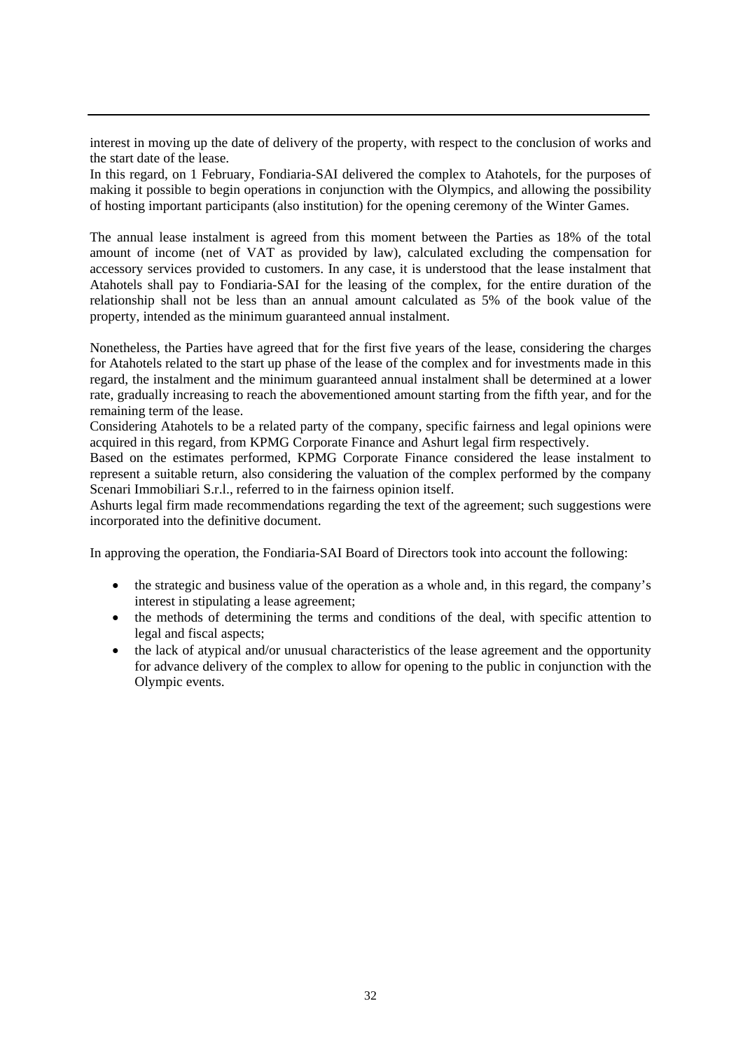interest in moving up the date of delivery of the property, with respect to the conclusion of works and the start date of the lease.
In this regard, on 1 February, Fondiaria-SAI delivered the complex to Atahotels, for the purposes of making it possible to begin operations in conjunction with the Olympics, and allowing the possibility of hosting important participants (also institution) for the opening ceremony of the Winter Games.

The annual lease instalment is agreed from this moment between the Parties as 18% of the total amount of income (net of VAT as provided by law), calculated excluding the compensation for accessory services provided to customers. In any case, it is understood that the lease instalment that Atahotels shall pay to Fondiaria-SAI for the leasing of the complex, for the entire duration of the relationship shall not be less than an annual amount calculated as 5% of the book value of the property, intended as the minimum guaranteed annual instalment.

Nonetheless, the Parties have agreed that for the first five years of the lease, considering the charges for Atahotels related to the start up phase of the lease of the complex and for investments made in this regard, the instalment and the minimum guaranteed annual instalment shall be determined at a lower rate, gradually increasing to reach the abovementioned amount starting from the fifth year, and for the remaining term of the lease.
Considering Atahotels to be a related party of the company, specific fairness and legal opinions were acquired in this regard, from KPMG Corporate Finance and Ashurt legal firm respectively.
Based on the estimates performed, KPMG Corporate Finance considered the lease instalment to represent a suitable return, also considering the valuation of the complex performed by the company Scenari Immobiliari S.r.l., referred to in the fairness opinion itself.
Ashurts legal firm made recommendations regarding the text of the agreement; such suggestions were incorporated into the definitive document.

In approving the operation, the Fondiaria-SAI Board of Directors took into account the following:

- the strategic and business value of the operation as a whole and, in this regard, the company's interest in stipulating a lease agreement;
- the methods of determining the terms and conditions of the deal, with specific attention to legal and fiscal aspects;
- the lack of atypical and/or unusual characteristics of the lease agreement and the opportunity for advance delivery of the complex to allow for opening to the public in conjunction with the Olympic events.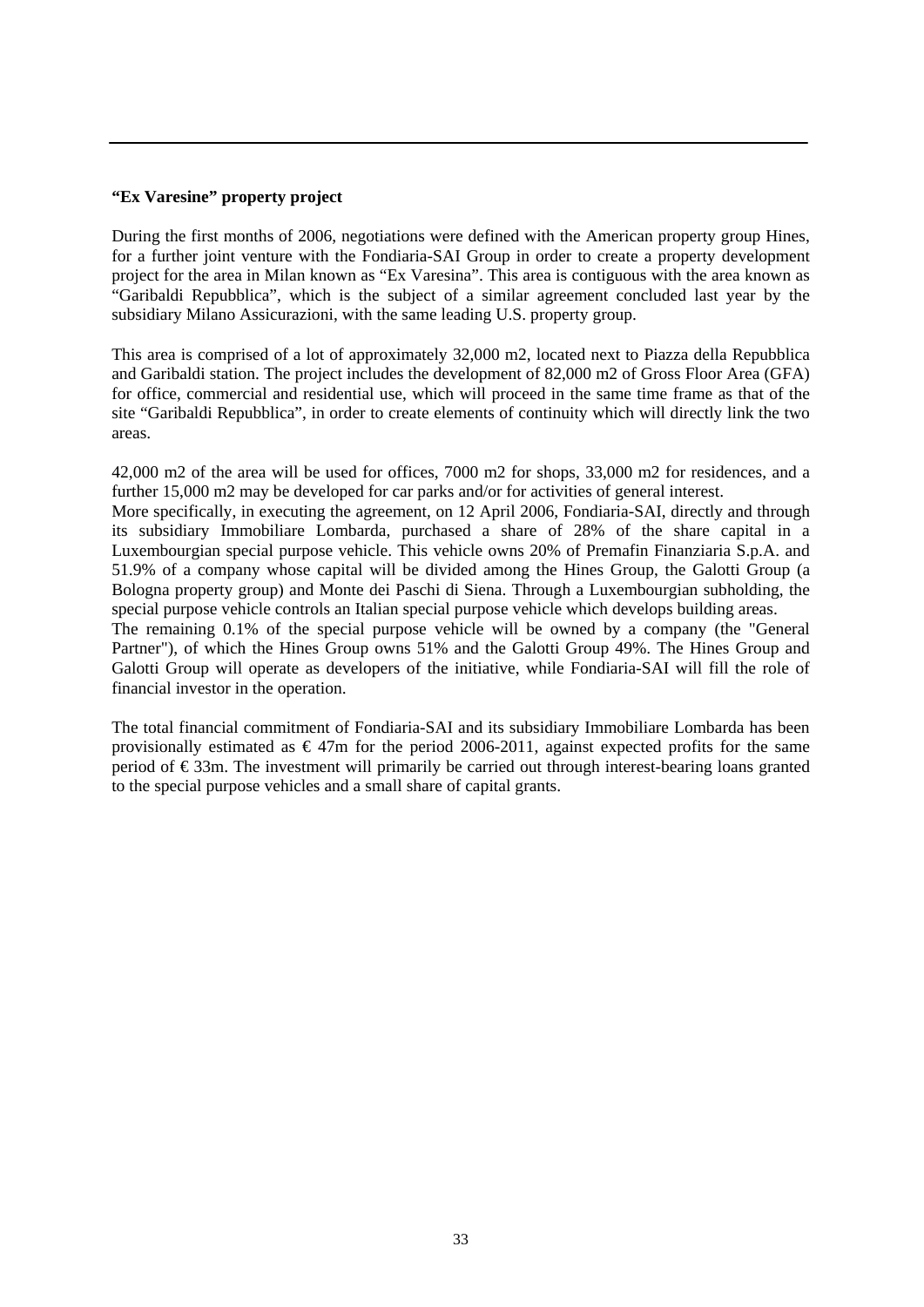**"Ex Varesine" property project**

During the first months of 2006, negotiations were defined with the American property group Hines, for a further joint venture with the Fondiaria-SAI Group in order to create a property development project for the area in Milan known as "Ex Varesina". This area is contiguous with the area known as "Garibaldi Repubblica", which is the subject of a similar agreement concluded last year by the subsidiary Milano Assicurazioni, with the same leading U.S. property group.

This area is comprised of a lot of approximately 32,000 m2, located next to Piazza della Repubblica and Garibaldi station. The project includes the development of 82,000 m2 of Gross Floor Area (GFA) for office, commercial and residential use, which will proceed in the same time frame as that of the site "Garibaldi Repubblica", in order to create elements of continuity which will directly link the two areas.

42,000 m2 of the area will be used for offices, 7000 m2 for shops, 33,000 m2 for residences, and a further 15,000 m2 may be developed for car parks and/or for activities of general interest.

More specifically, in executing the agreement, on 12 April 2006, Fondiaria-SAI, directly and through its subsidiary Immobiliare Lombarda, purchased a share of 28% of the share capital in a Luxembourgian special purpose vehicle. This vehicle owns 20% of Premafin Finanziaria S.p.A. and 51.9% of a company whose capital will be divided among the Hines Group, the Galotti Group (a Bologna property group) and Monte dei Paschi di Siena. Through a Luxembourgian subholding, the special purpose vehicle controls an Italian special purpose vehicle which develops building areas.

The remaining 0.1% of the special purpose vehicle will be owned by a company (the "General Partner"), of which the Hines Group owns 51% and the Galotti Group 49%. The Hines Group and Galotti Group will operate as developers of the initiative, while Fondiaria-SAI will fill the role of financial investor in the operation.

The total financial commitment of Fondiaria-SAI and its subsidiary Immobiliare Lombarda has been provisionally estimated as € 47m for the period 2006-2011, against expected profits for the same period of € 33m. The investment will primarily be carried out through interest-bearing loans granted to the special purpose vehicles and a small share of capital grants.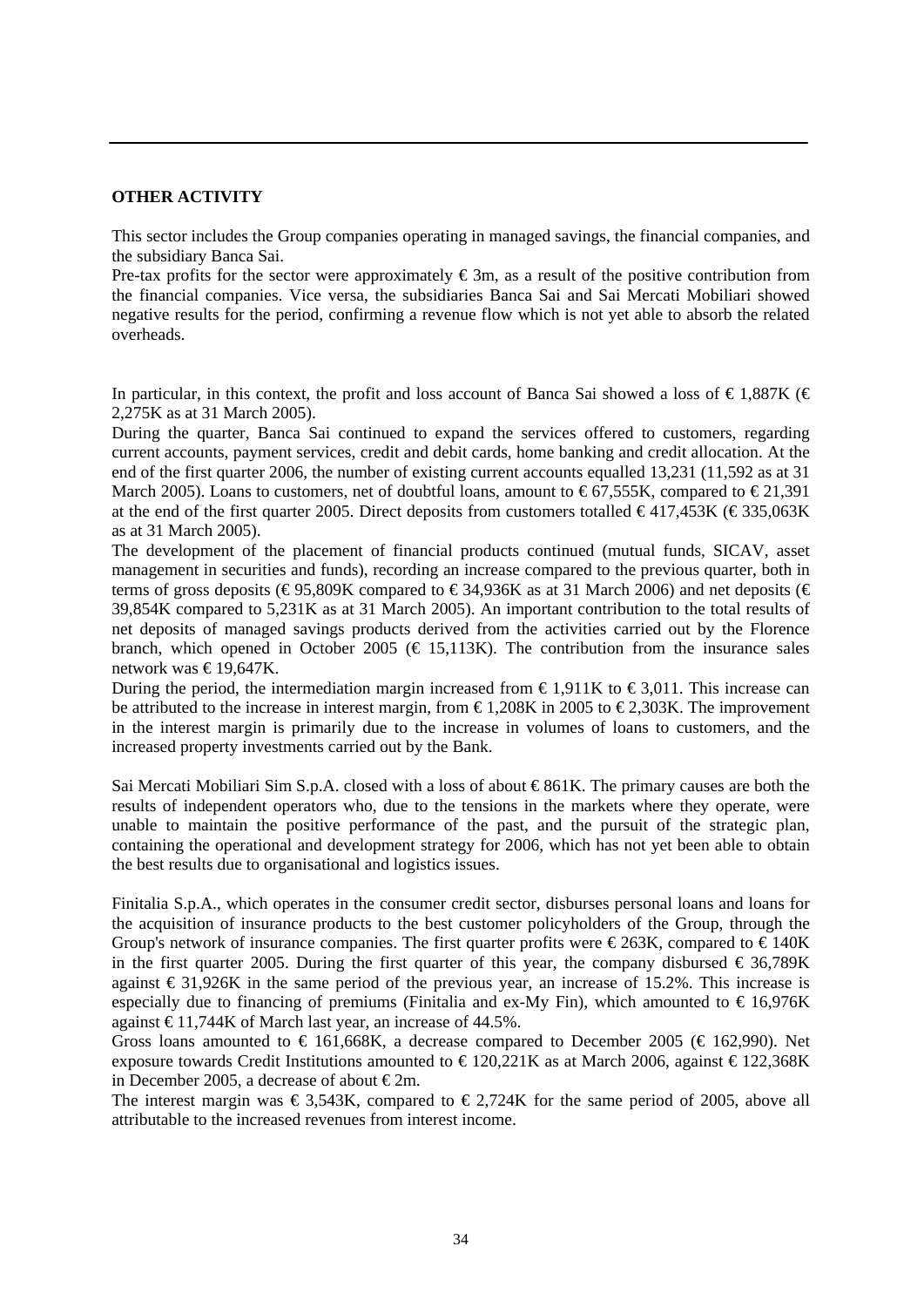## OTHER ACTIVITY

This sector includes the Group companies operating in managed savings, the financial companies, and the subsidiary Banca Sai.

Pre-tax profits for the sector were approximately € 3m, as a result of the positive contribution from the financial companies. Vice versa, the subsidiaries Banca Sai and Sai Mercati Mobiliari showed negative results for the period, confirming a revenue flow which is not yet able to absorb the related overheads.

In particular, in this context, the profit and loss account of Banca Sai showed a loss of € 1,887K (€ 2,275K as at 31 March 2005).

During the quarter, Banca Sai continued to expand the services offered to customers, regarding current accounts, payment services, credit and debit cards, home banking and credit allocation. At the end of the first quarter 2006, the number of existing current accounts equalled 13,231 (11,592 as at 31 March 2005). Loans to customers, net of doubtful loans, amount to € 67,555K, compared to € 21,391 at the end of the first quarter 2005. Direct deposits from customers totalled € 417,453K (€ 335,063K as at 31 March 2005).

The development of the placement of financial products continued (mutual funds, SICAV, asset management in securities and funds), recording an increase compared to the previous quarter, both in terms of gross deposits (€ 95,809K compared to € 34,936K as at 31 March 2006) and net deposits (€ 39,854K compared to 5,231K as at 31 March 2005). An important contribution to the total results of net deposits of managed savings products derived from the activities carried out by the Florence branch, which opened in October 2005 (€ 15,113K). The contribution from the insurance sales network was € 19,647K.

During the period, the intermediation margin increased from € 1,911K to € 3,011. This increase can be attributed to the increase in interest margin, from € 1,208K in 2005 to € 2,303K. The improvement in the interest margin is primarily due to the increase in volumes of loans to customers, and the increased property investments carried out by the Bank.

Sai Mercati Mobiliari Sim S.p.A. closed with a loss of about € 861K. The primary causes are both the results of independent operators who, due to the tensions in the markets where they operate, were unable to maintain the positive performance of the past, and the pursuit of the strategic plan, containing the operational and development strategy for 2006, which has not yet been able to obtain the best results due to organisational and logistics issues.

Finitalia S.p.A., which operates in the consumer credit sector, disburses personal loans and loans for the acquisition of insurance products to the best customer policyholders of the Group, through the Group's network of insurance companies. The first quarter profits were € 263K, compared to € 140K in the first quarter 2005. During the first quarter of this year, the company disbursed € 36,789K against € 31,926K in the same period of the previous year, an increase of 15.2%. This increase is especially due to financing of premiums (Finitalia and ex-My Fin), which amounted to € 16,976K against € 11,744K of March last year, an increase of 44.5%.

Gross loans amounted to € 161,668K, a decrease compared to December 2005 (€ 162,990). Net exposure towards Credit Institutions amounted to € 120,221K as at March 2006, against € 122,368K in December 2005, a decrease of about € 2m.

The interest margin was € 3,543K, compared to € 2,724K for the same period of 2005, above all attributable to the increased revenues from interest income.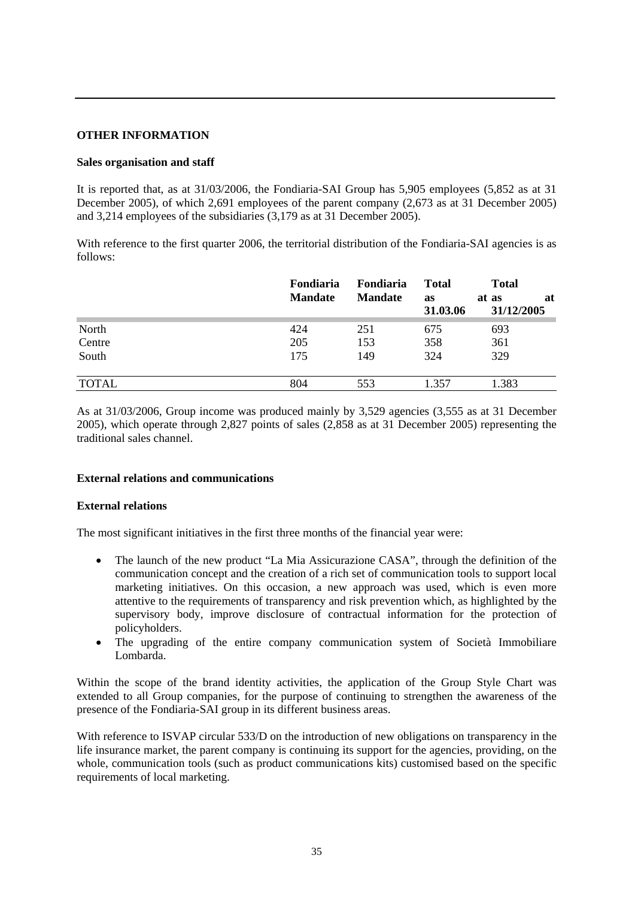## OTHER INFORMATION

### Sales organisation and staff

It is reported that, as at 31/03/2006, the Fondiaria-SAI Group has 5,905 employees (5,852 as at 31 December 2005), of which 2,691 employees of the parent company (2,673 as at 31 December 2005) and 3,214 employees of the subsidiaries (3,179 as at 31 December 2005).

With reference to the first quarter 2006, the territorial distribution of the Fondiaria-SAI agencies is as follows:

| | Fondiaria Mandate | Fondiaria Mandate | Total as at 31.03.06 | Total as at 31/12/2005 |
|---|---|---|---|---|
| North | 424 | 251 | 675 | 693 |
| Centre | 205 | 153 | 358 | 361 |
| South | 175 | 149 | 324 | 329 |
| TOTAL | 804 | 553 | 1.357 | 1.383 |

As at 31/03/2006, Group income was produced mainly by 3,529 agencies (3,555 as at 31 December 2005), which operate through 2,827 points of sales (2,858 as at 31 December 2005) representing the traditional sales channel.

### External relations and communications

#### External relations

The most significant initiatives in the first three months of the financial year were:

- The launch of the new product "La Mia Assicurazione CASA", through the definition of the communication concept and the creation of a rich set of communication tools to support local marketing initiatives. On this occasion, a new approach was used, which is even more attentive to the requirements of transparency and risk prevention which, as highlighted by the supervisory body, improve disclosure of contractual information for the protection of policyholders.
- The upgrading of the entire company communication system of Società Immobiliare Lombarda.

Within the scope of the brand identity activities, the application of the Group Style Chart was extended to all Group companies, for the purpose of continuing to strengthen the awareness of the presence of the Fondiaria-SAI group in its different business areas.

With reference to ISVAP circular 533/D on the introduction of new obligations on transparency in the life insurance market, the parent company is continuing its support for the agencies, providing, on the whole, communication tools (such as product communications kits) customised based on the specific requirements of local marketing.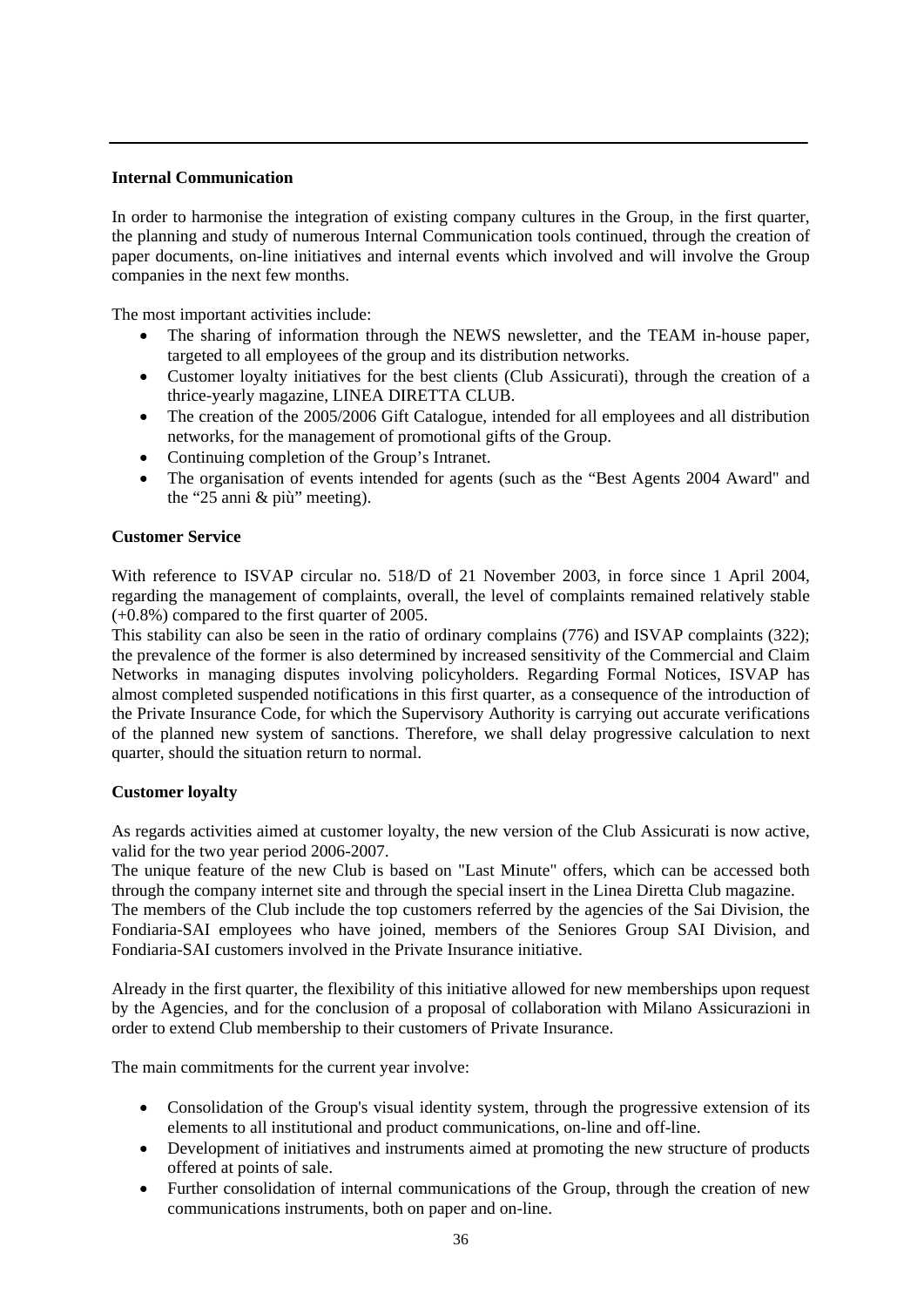**Internal Communication**

In order to harmonise the integration of existing company cultures in the Group, in the first quarter, the planning and study of numerous Internal Communication tools continued, through the creation of paper documents, on-line initiatives and internal events which involved and will involve the Group companies in the next few months.

The most important activities include:

- The sharing of information through the NEWS newsletter, and the TEAM in-house paper, targeted to all employees of the group and its distribution networks.
- Customer loyalty initiatives for the best clients (Club Assicurati), through the creation of a thrice-yearly magazine, LINEA DIRETTA CLUB.
- The creation of the 2005/2006 Gift Catalogue, intended for all employees and all distribution networks, for the management of promotional gifts of the Group.
- Continuing completion of the Group's Intranet.
- The organisation of events intended for agents (such as the "Best Agents 2004 Award" and the "25 anni & più" meeting).

**Customer Service**

With reference to ISVAP circular no. 518/D of 21 November 2003, in force since 1 April 2004, regarding the management of complaints, overall, the level of complaints remained relatively stable (+0.8%) compared to the first quarter of 2005.
This stability can also be seen in the ratio of ordinary complains (776) and ISVAP complaints (322); the prevalence of the former is also determined by increased sensitivity of the Commercial and Claim Networks in managing disputes involving policyholders. Regarding Formal Notices, ISVAP has almost completed suspended notifications in this first quarter, as a consequence of the introduction of the Private Insurance Code, for which the Supervisory Authority is carrying out accurate verifications of the planned new system of sanctions. Therefore, we shall delay progressive calculation to next quarter, should the situation return to normal.

**Customer loyalty**

As regards activities aimed at customer loyalty, the new version of the Club Assicurati is now active, valid for the two year period 2006-2007.
The unique feature of the new Club is based on "Last Minute" offers, which can be accessed both through the company internet site and through the special insert in the Linea Diretta Club magazine.
The members of the Club include the top customers referred by the agencies of the Sai Division, the Fondiaria-SAI employees who have joined, members of the Seniores Group SAI Division, and Fondiaria-SAI customers involved in the Private Insurance initiative.

Already in the first quarter, the flexibility of this initiative allowed for new memberships upon request by the Agencies, and for the conclusion of a proposal of collaboration with Milano Assicurazioni in order to extend Club membership to their customers of Private Insurance.

The main commitments for the current year involve:

- Consolidation of the Group's visual identity system, through the progressive extension of its elements to all institutional and product communications, on-line and off-line.
- Development of initiatives and instruments aimed at promoting the new structure of products offered at points of sale.
- Further consolidation of internal communications of the Group, through the creation of new communications instruments, both on paper and on-line.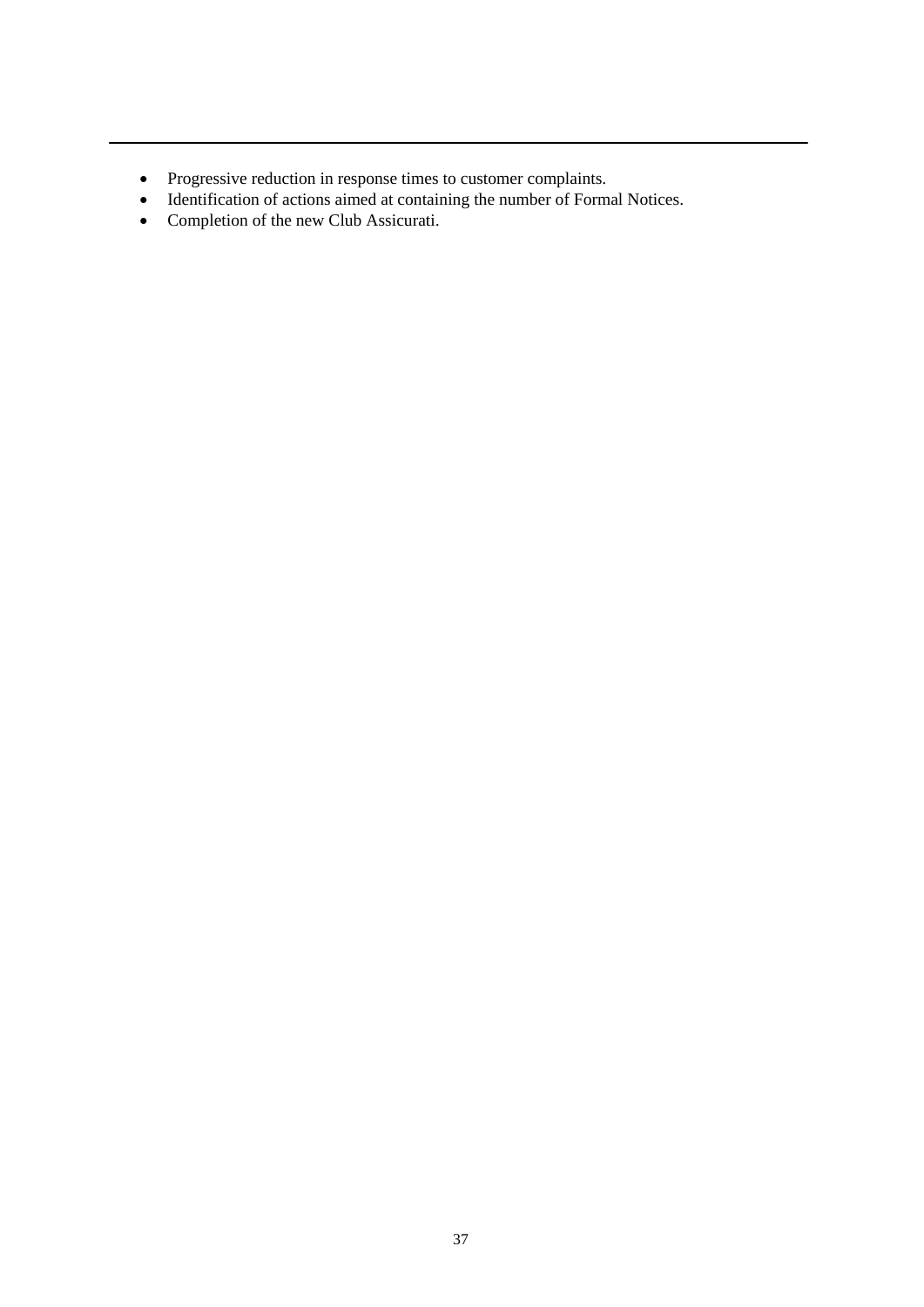- Progressive reduction in response times to customer complaints.
- Identification of actions aimed at containing the number of Formal Notices.
- Completion of the new Club Assicurati.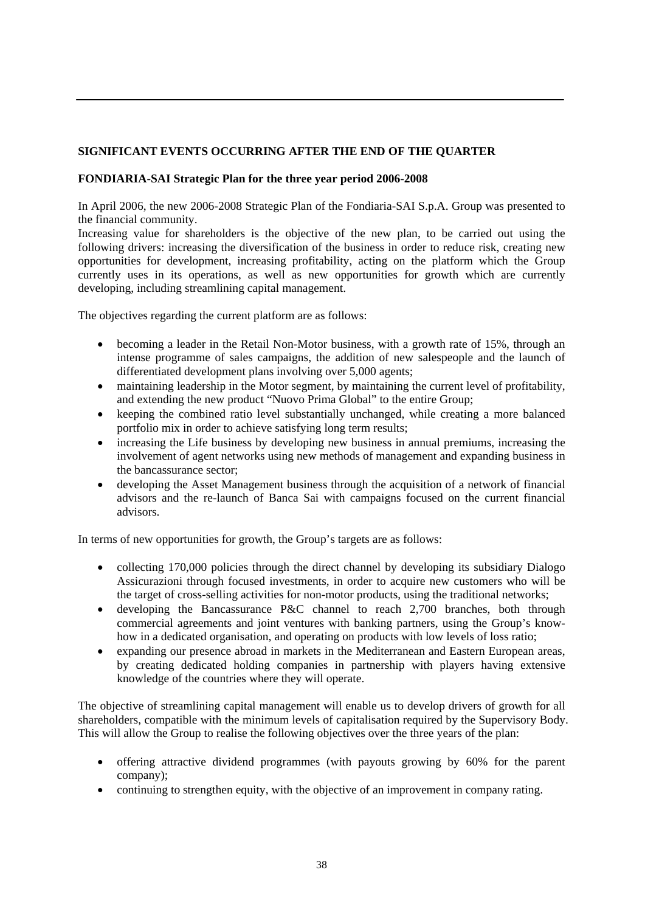## SIGNIFICANT EVENTS OCCURRING AFTER THE END OF THE QUARTER

### FONDIARIA-SAI Strategic Plan for the three year period 2006-2008

In April 2006, the new 2006-2008 Strategic Plan of the Fondiaria-SAI S.p.A. Group was presented to the financial community.

Increasing value for shareholders is the objective of the new plan, to be carried out using the following drivers: increasing the diversification of the business in order to reduce risk, creating new opportunities for development, increasing profitability, acting on the platform which the Group currently uses in its operations, as well as new opportunities for growth which are currently developing, including streamlining capital management.

The objectives regarding the current platform are as follows:

- becoming a leader in the Retail Non-Motor business, with a growth rate of 15%, through an intense programme of sales campaigns, the addition of new salespeople and the launch of differentiated development plans involving over 5,000 agents;
- maintaining leadership in the Motor segment, by maintaining the current level of profitability, and extending the new product "Nuovo Prima Global" to the entire Group;
- keeping the combined ratio level substantially unchanged, while creating a more balanced portfolio mix in order to achieve satisfying long term results;
- increasing the Life business by developing new business in annual premiums, increasing the involvement of agent networks using new methods of management and expanding business in the bancassurance sector;
- developing the Asset Management business through the acquisition of a network of financial advisors and the re-launch of Banca Sai with campaigns focused on the current financial advisors.

In terms of new opportunities for growth, the Group's targets are as follows:

- collecting 170,000 policies through the direct channel by developing its subsidiary Dialogo Assicurazioni through focused investments, in order to acquire new customers who will be the target of cross-selling activities for non-motor products, using the traditional networks;
- developing the Bancassurance P&C channel to reach 2,700 branches, both through commercial agreements and joint ventures with banking partners, using the Group's know-how in a dedicated organisation, and operating on products with low levels of loss ratio;
- expanding our presence abroad in markets in the Mediterranean and Eastern European areas, by creating dedicated holding companies in partnership with players having extensive knowledge of the countries where they will operate.

The objective of streamlining capital management will enable us to develop drivers of growth for all shareholders, compatible with the minimum levels of capitalisation required by the Supervisory Body. This will allow the Group to realise the following objectives over the three years of the plan:

- offering attractive dividend programmes (with payouts growing by 60% for the parent company);
- continuing to strengthen equity, with the objective of an improvement in company rating.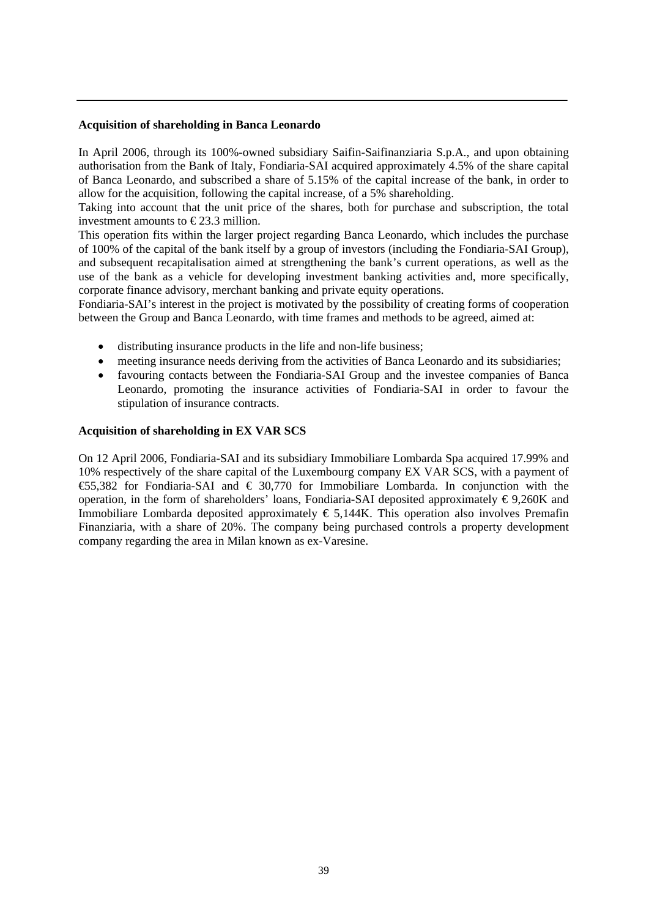**Acquisition of shareholding in Banca Leonardo**

In April 2006, through its 100%-owned subsidiary Saifin-Saifinanziaria S.p.A., and upon obtaining authorisation from the Bank of Italy, Fondiaria-SAI acquired approximately 4.5% of the share capital of Banca Leonardo, and subscribed a share of 5.15% of the capital increase of the bank, in order to allow for the acquisition, following the capital increase, of a 5% shareholding.

Taking into account that the unit price of the shares, both for purchase and subscription, the total investment amounts to € 23.3 million.

This operation fits within the larger project regarding Banca Leonardo, which includes the purchase of 100% of the capital of the bank itself by a group of investors (including the Fondiaria-SAI Group), and subsequent recapitalisation aimed at strengthening the bank's current operations, as well as the use of the bank as a vehicle for developing investment banking activities and, more specifically, corporate finance advisory, merchant banking and private equity operations.

Fondiaria-SAI's interest in the project is motivated by the possibility of creating forms of cooperation between the Group and Banca Leonardo, with time frames and methods to be agreed, aimed at:

- distributing insurance products in the life and non-life business;
- meeting insurance needs deriving from the activities of Banca Leonardo and its subsidiaries;
- favouring contacts between the Fondiaria-SAI Group and the investee companies of Banca Leonardo, promoting the insurance activities of Fondiaria-SAI in order to favour the stipulation of insurance contracts.

**Acquisition of shareholding in EX VAR SCS**

On 12 April 2006, Fondiaria-SAI and its subsidiary Immobiliare Lombarda Spa acquired 17.99% and 10% respectively of the share capital of the Luxembourg company EX VAR SCS, with a payment of €55,382 for Fondiaria-SAI and € 30,770 for Immobiliare Lombarda. In conjunction with the operation, in the form of shareholders' loans, Fondiaria-SAI deposited approximately € 9,260K and Immobiliare Lombarda deposited approximately € 5,144K. This operation also involves Premafin Finanziaria, with a share of 20%. The company being purchased controls a property development company regarding the area in Milan known as ex-Varesine.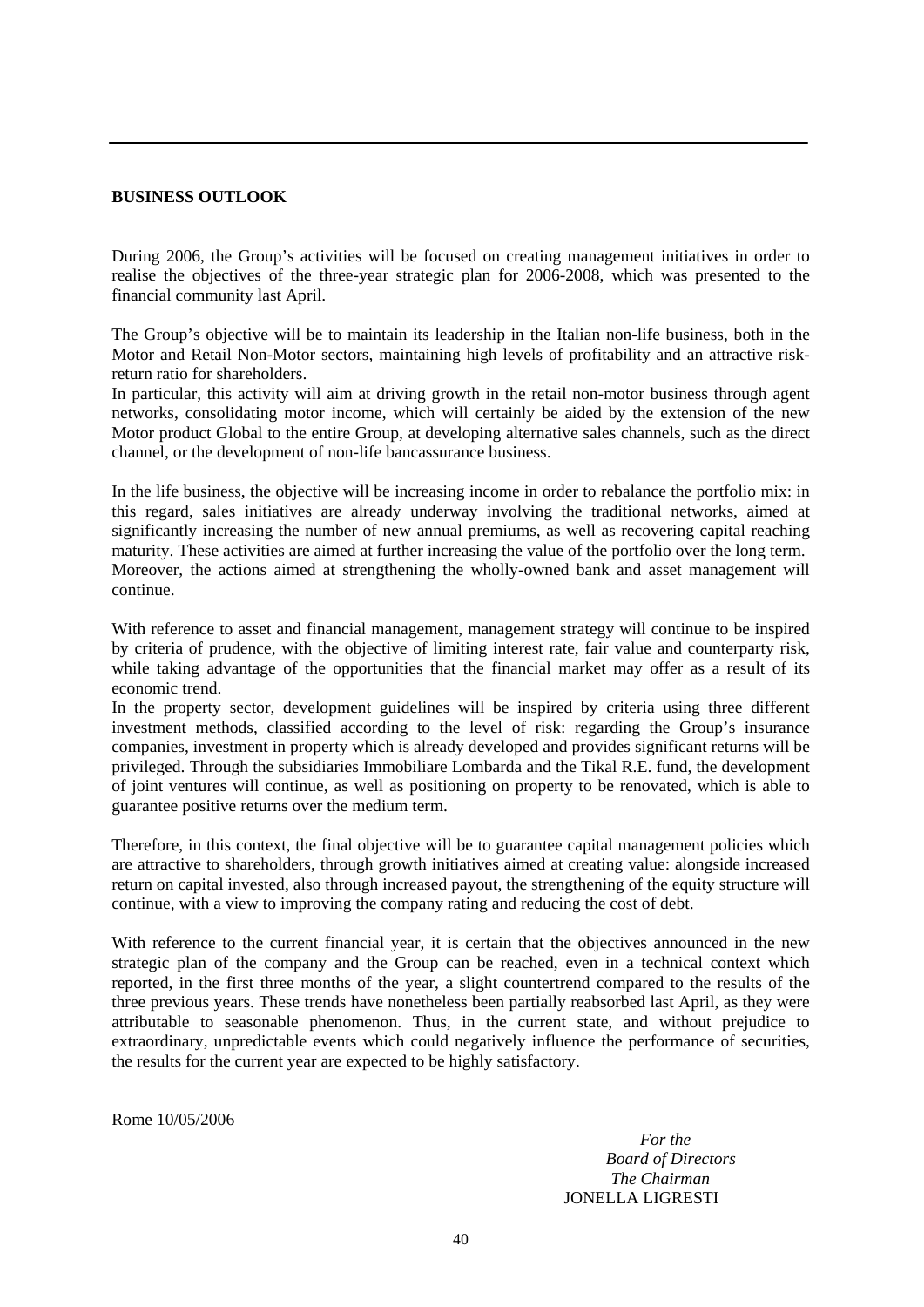**BUSINESS OUTLOOK**

During 2006, the Group's activities will be focused on creating management initiatives in order to realise the objectives of the three-year strategic plan for 2006-2008, which was presented to the financial community last April.

The Group's objective will be to maintain its leadership in the Italian non-life business, both in the Motor and Retail Non-Motor sectors, maintaining high levels of profitability and an attractive risk-return ratio for shareholders.
In particular, this activity will aim at driving growth in the retail non-motor business through agent networks, consolidating motor income, which will certainly be aided by the extension of the new Motor product Global to the entire Group, at developing alternative sales channels, such as the direct channel, or the development of non-life bancassurance business.

In the life business, the objective will be increasing income in order to rebalance the portfolio mix: in this regard, sales initiatives are already underway involving the traditional networks, aimed at significantly increasing the number of new annual premiums, as well as recovering capital reaching maturity. These activities are aimed at further increasing the value of the portfolio over the long term.
Moreover, the actions aimed at strengthening the wholly-owned bank and asset management will continue.

With reference to asset and financial management, management strategy will continue to be inspired by criteria of prudence, with the objective of limiting interest rate, fair value and counterparty risk, while taking advantage of the opportunities that the financial market may offer as a result of its economic trend.
In the property sector, development guidelines will be inspired by criteria using three different investment methods, classified according to the level of risk: regarding the Group's insurance companies, investment in property which is already developed and provides significant returns will be privileged. Through the subsidiaries Immobiliare Lombarda and the Tikal R.E. fund, the development of joint ventures will continue, as well as positioning on property to be renovated, which is able to guarantee positive returns over the medium term.

Therefore, in this context, the final objective will be to guarantee capital management policies which are attractive to shareholders, through growth initiatives aimed at creating value: alongside increased return on capital invested, also through increased payout, the strengthening of the equity structure will continue, with a view to improving the company rating and reducing the cost of debt.

With reference to the current financial year, it is certain that the objectives announced in the new strategic plan of the company and the Group can be reached, even in a technical context which reported, in the first three months of the year, a slight countertrend compared to the results of the three previous years. These trends have nonetheless been partially reabsorbed last April, as they were attributable to seasonable phenomenon. Thus, in the current state, and without prejudice to extraordinary, unpredictable events which could negatively influence the performance of securities, the results for the current year are expected to be highly satisfactory.

Rome 10/05/2006

*For the*
*Board of Directors*
*The Chairman*
JONELLA LIGRESTI